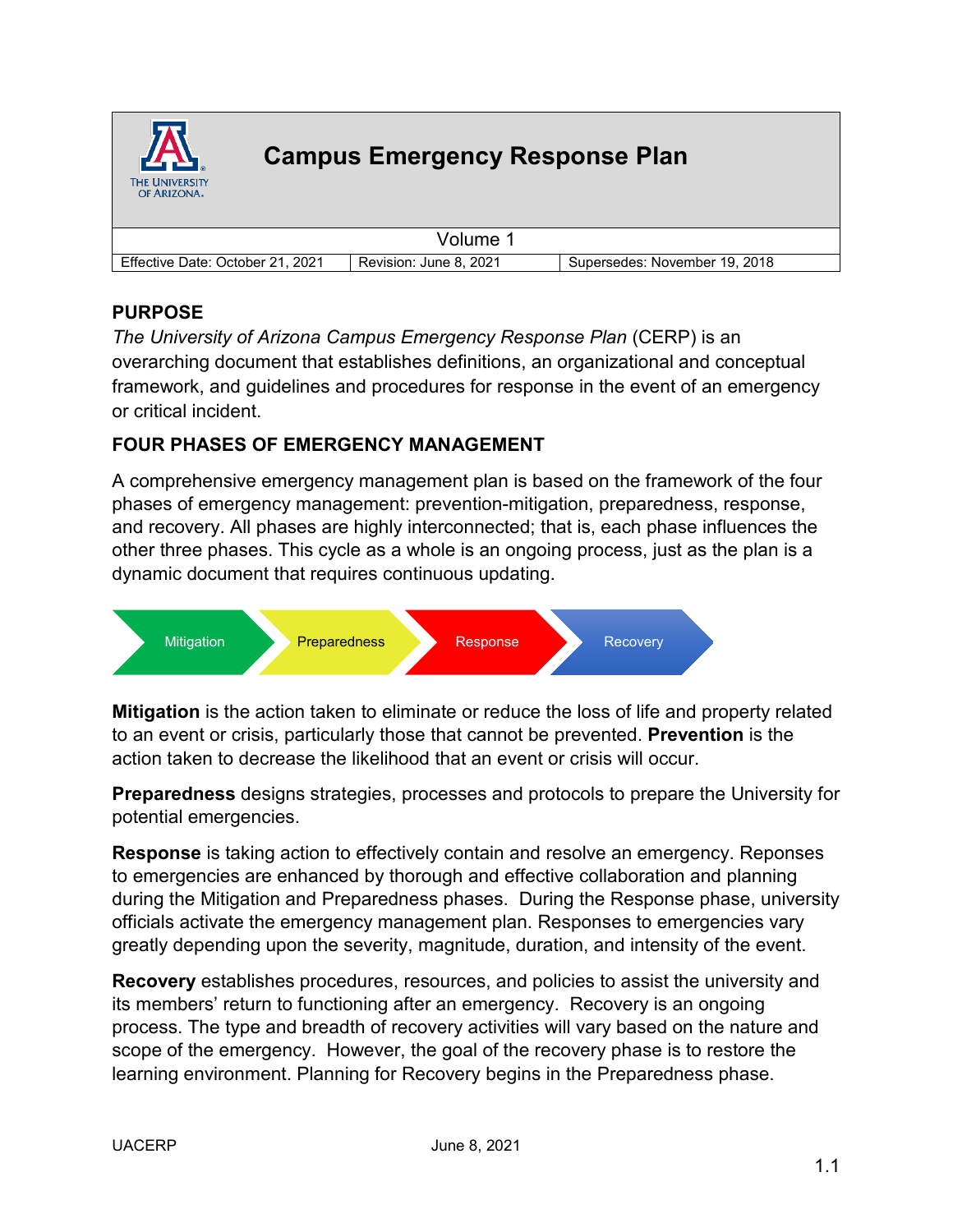# Campus Emergency Response Plan

| Volume 1 | | |
|---|---|---|
| Effective Date: October 21, 2021 | Revision: June 8, 2021 | Supersedes: November 19, 2018 |

## PURPOSE

*The University of Arizona Campus Emergency Response Plan* (CERP) is an overarching document that establishes definitions, an organizational and conceptual framework, and guidelines and procedures for response in the event of an emergency or critical incident.

## FOUR PHASES OF EMERGENCY MANAGEMENT

A comprehensive emergency management plan is based on the framework of the four phases of emergency management: prevention-mitigation, preparedness, response, and recovery. All phases are highly interconnected; that is, each phase influences the other three phases. This cycle as a whole is an ongoing process, just as the plan is a dynamic document that requires continuous updating.

Mitigation → Preparedness → Response → Recovery

**Mitigation** is the action taken to eliminate or reduce the loss of life and property related to an event or crisis, particularly those that cannot be prevented. **Prevention** is the action taken to decrease the likelihood that an event or crisis will occur.

**Preparedness** designs strategies, processes and protocols to prepare the University for potential emergencies.

**Response** is taking action to effectively contain and resolve an emergency. Reponses to emergencies are enhanced by thorough and effective collaboration and planning during the Mitigation and Preparedness phases. During the Response phase, university officials activate the emergency management plan. Responses to emergencies vary greatly depending upon the severity, magnitude, duration, and intensity of the event.

**Recovery** establishes procedures, resources, and policies to assist the university and its members' return to functioning after an emergency. Recovery is an ongoing process. The type and breadth of recovery activities will vary based on the nature and scope of the emergency. However, the goal of the recovery phase is to restore the learning environment. Planning for Recovery begins in the Preparedness phase.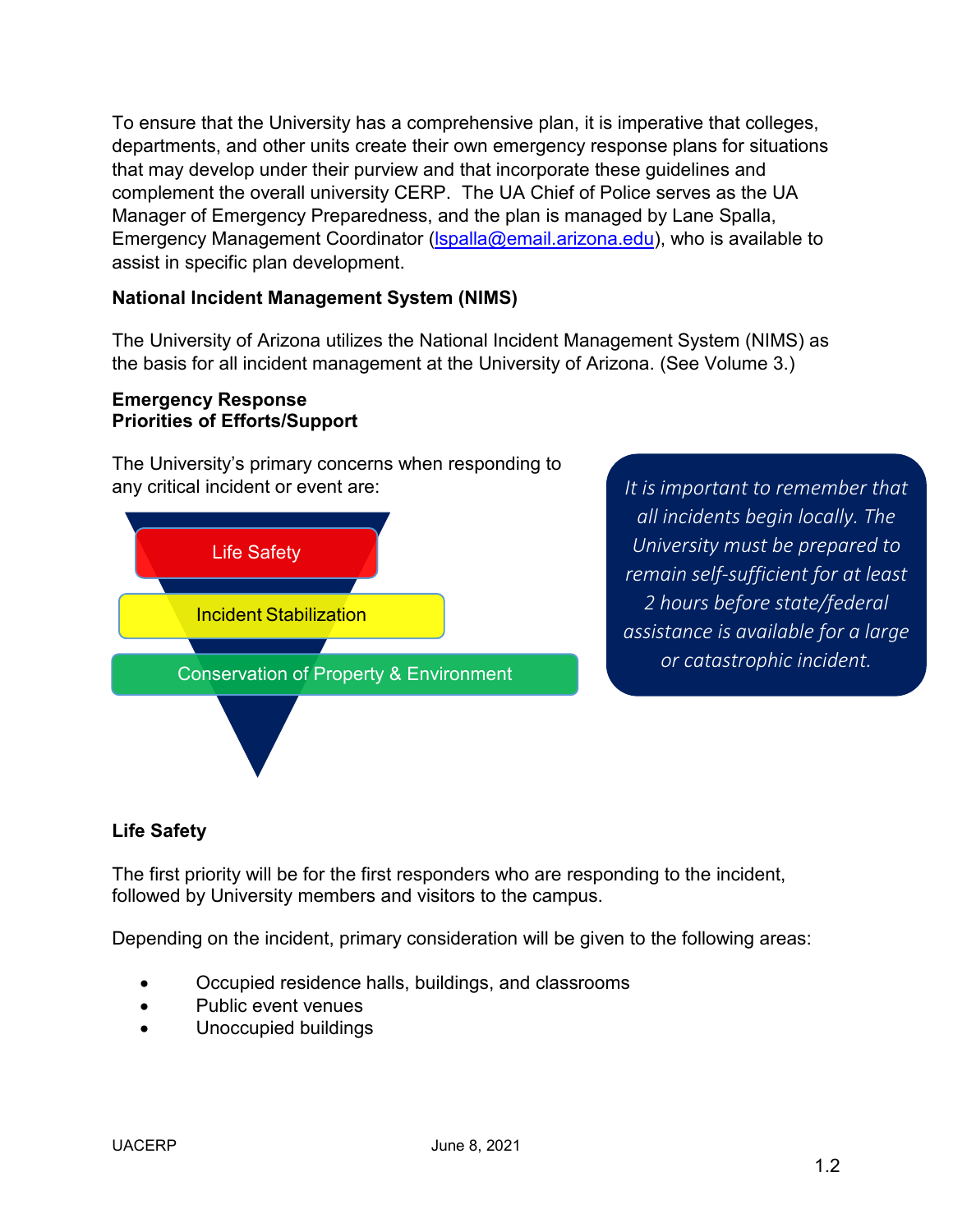To ensure that the University has a comprehensive plan, it is imperative that colleges, departments, and other units create their own emergency response plans for situations that may develop under their purview and that incorporate these guidelines and complement the overall university CERP. The UA Chief of Police serves as the UA Manager of Emergency Preparedness, and the plan is managed by Lane Spalla, Emergency Management Coordinator (lspalla@email.arizona.edu), who is available to assist in specific plan development.

**National Incident Management System (NIMS)**

The University of Arizona utilizes the National Incident Management System (NIMS) as the basis for all incident management at the University of Arizona. (See Volume 3.)

**Emergency Response**
**Priorities of Efforts/Support**

The University's primary concerns when responding to any critical incident or event are:

- Life Safety
- Incident Stabilization
- Conservation of Property & Environment

*It is important to remember that all incidents begin locally. The University must be prepared to remain self-sufficient for at least 2 hours before state/federal assistance is available for a large or catastrophic incident.*

**Life Safety**

The first priority will be for the first responders who are responding to the incident, followed by University members and visitors to the campus.

Depending on the incident, primary consideration will be given to the following areas:

- Occupied residence halls, buildings, and classrooms
- Public event venues
- Unoccupied buildings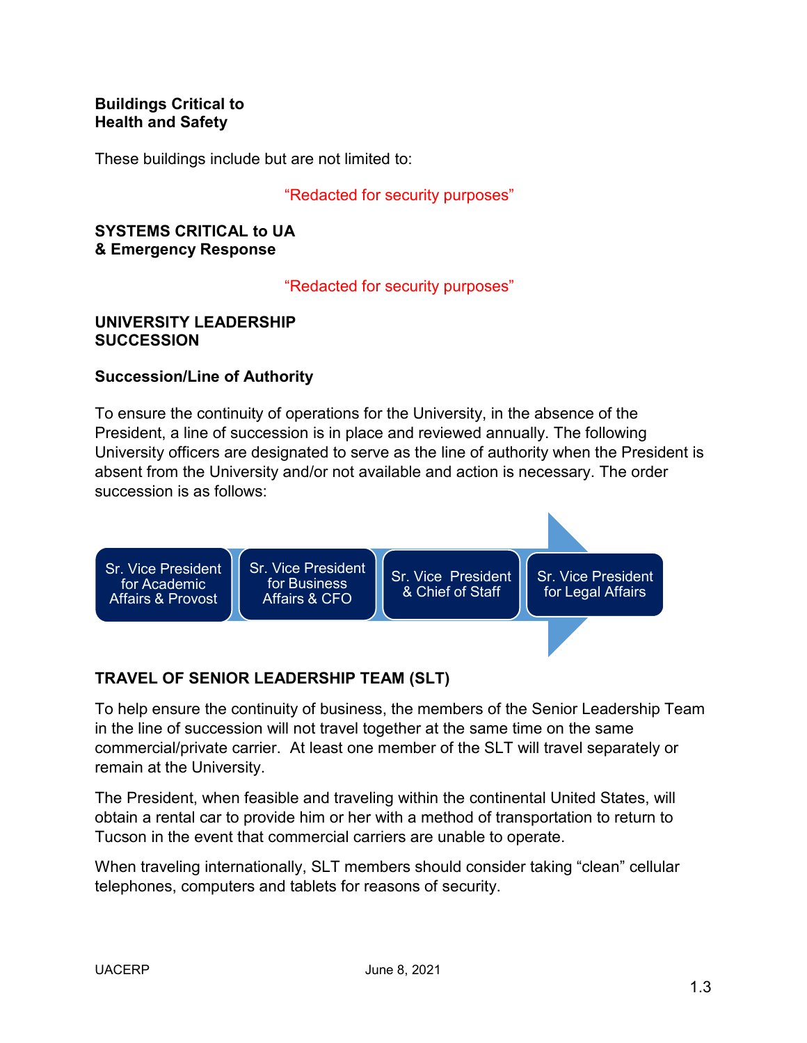**Buildings Critical to Health and Safety**

These buildings include but are not limited to:

"Redacted for security purposes"

**SYSTEMS CRITICAL to UA & Emergency Response**

"Redacted for security purposes"

**UNIVERSITY LEADERSHIP SUCCESSION**

**Succession/Line of Authority**

To ensure the continuity of operations for the University, in the absence of the President, a line of succession is in place and reviewed annually. The following University officers are designated to serve as the line of authority when the President is absent from the University and/or not available and action is necessary. The order succession is as follows:

1. Sr. Vice President for Academic Affairs & Provost
2. Sr. Vice President for Business Affairs & CFO
3. Sr. Vice President & Chief of Staff
4. Sr. Vice President for Legal Affairs

**TRAVEL OF SENIOR LEADERSHIP TEAM (SLT)**

To help ensure the continuity of business, the members of the Senior Leadership Team in the line of succession will not travel together at the same time on the same commercial/private carrier. At least one member of the SLT will travel separately or remain at the University.

The President, when feasible and traveling within the continental United States, will obtain a rental car to provide him or her with a method of transportation to return to Tucson in the event that commercial carriers are unable to operate.

When traveling internationally, SLT members should consider taking "clean" cellular telephones, computers and tablets for reasons of security.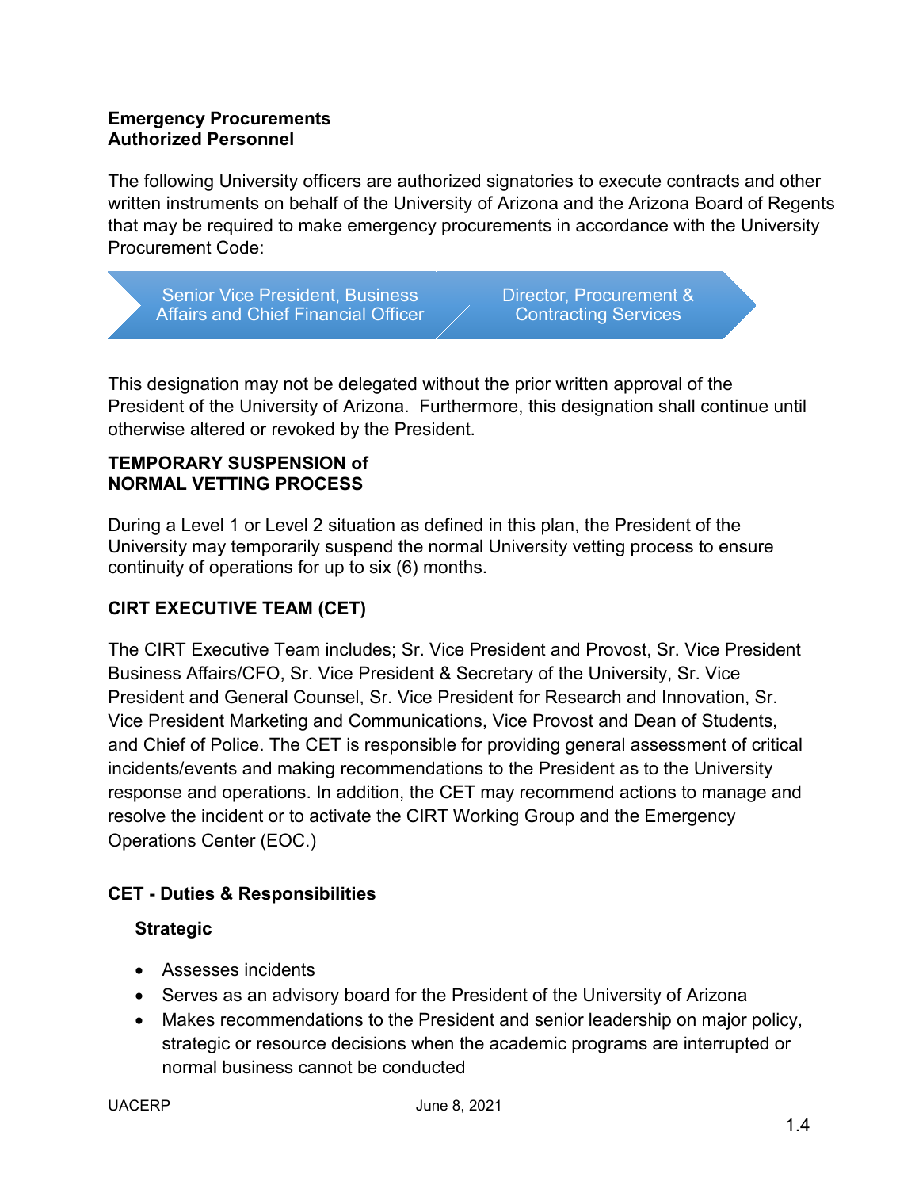**Emergency Procurements**
**Authorized Personnel**

The following University officers are authorized signatories to execute contracts and other written instruments on behalf of the University of Arizona and the Arizona Board of Regents that may be required to make emergency procurements in accordance with the University Procurement Code:

- Senior Vice President, Business Affairs and Chief Financial Officer
- Director, Procurement & Contracting Services

This designation may not be delegated without the prior written approval of the President of the University of Arizona. Furthermore, this designation shall continue until otherwise altered or revoked by the President.

**TEMPORARY SUSPENSION of**
**NORMAL VETTING PROCESS**

During a Level 1 or Level 2 situation as defined in this plan, the President of the University may temporarily suspend the normal University vetting process to ensure continuity of operations for up to six (6) months.

**CIRT EXECUTIVE TEAM (CET)**

The CIRT Executive Team includes; Sr. Vice President and Provost, Sr. Vice President Business Affairs/CFO, Sr. Vice President & Secretary of the University, Sr. Vice President and General Counsel, Sr. Vice President for Research and Innovation, Sr. Vice President Marketing and Communications, Vice Provost and Dean of Students, and Chief of Police. The CET is responsible for providing general assessment of critical incidents/events and making recommendations to the President as to the University response and operations. In addition, the CET may recommend actions to manage and resolve the incident or to activate the CIRT Working Group and the Emergency Operations Center (EOC.)

**CET - Duties & Responsibilities**

**Strategic**

- Assesses incidents
- Serves as an advisory board for the President of the University of Arizona
- Makes recommendations to the President and senior leadership on major policy, strategic or resource decisions when the academic programs are interrupted or normal business cannot be conducted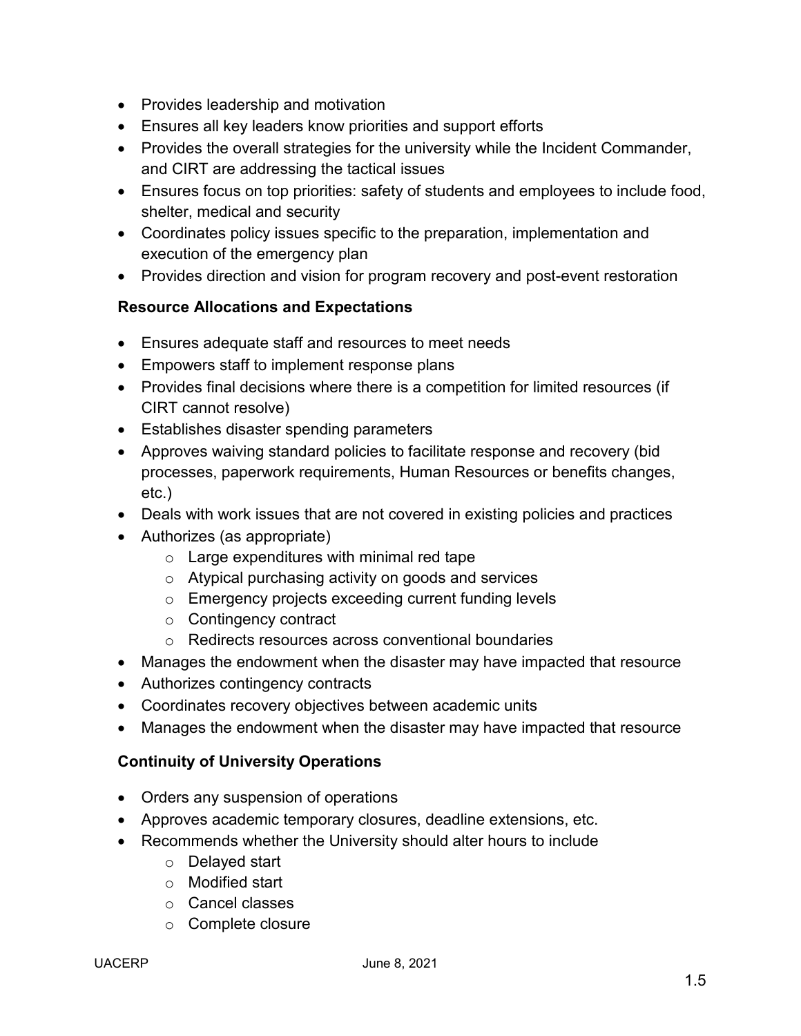- Provides leadership and motivation
- Ensures all key leaders know priorities and support efforts
- Provides the overall strategies for the university while the Incident Commander, and CIRT are addressing the tactical issues
- Ensures focus on top priorities: safety of students and employees to include food, shelter, medical and security
- Coordinates policy issues specific to the preparation, implementation and execution of the emergency plan
- Provides direction and vision for program recovery and post-event restoration

**Resource Allocations and Expectations**

- Ensures adequate staff and resources to meet needs
- Empowers staff to implement response plans
- Provides final decisions where there is a competition for limited resources (if CIRT cannot resolve)
- Establishes disaster spending parameters
- Approves waiving standard policies to facilitate response and recovery (bid processes, paperwork requirements, Human Resources or benefits changes, etc.)
- Deals with work issues that are not covered in existing policies and practices
- Authorizes (as appropriate)
  - Large expenditures with minimal red tape
  - Atypical purchasing activity on goods and services
  - Emergency projects exceeding current funding levels
  - Contingency contract
  - Redirects resources across conventional boundaries
- Manages the endowment when the disaster may have impacted that resource
- Authorizes contingency contracts
- Coordinates recovery objectives between academic units
- Manages the endowment when the disaster may have impacted that resource

**Continuity of University Operations**

- Orders any suspension of operations
- Approves academic temporary closures, deadline extensions, etc.
- Recommends whether the University should alter hours to include
  - Delayed start
  - Modified start
  - Cancel classes
  - Complete closure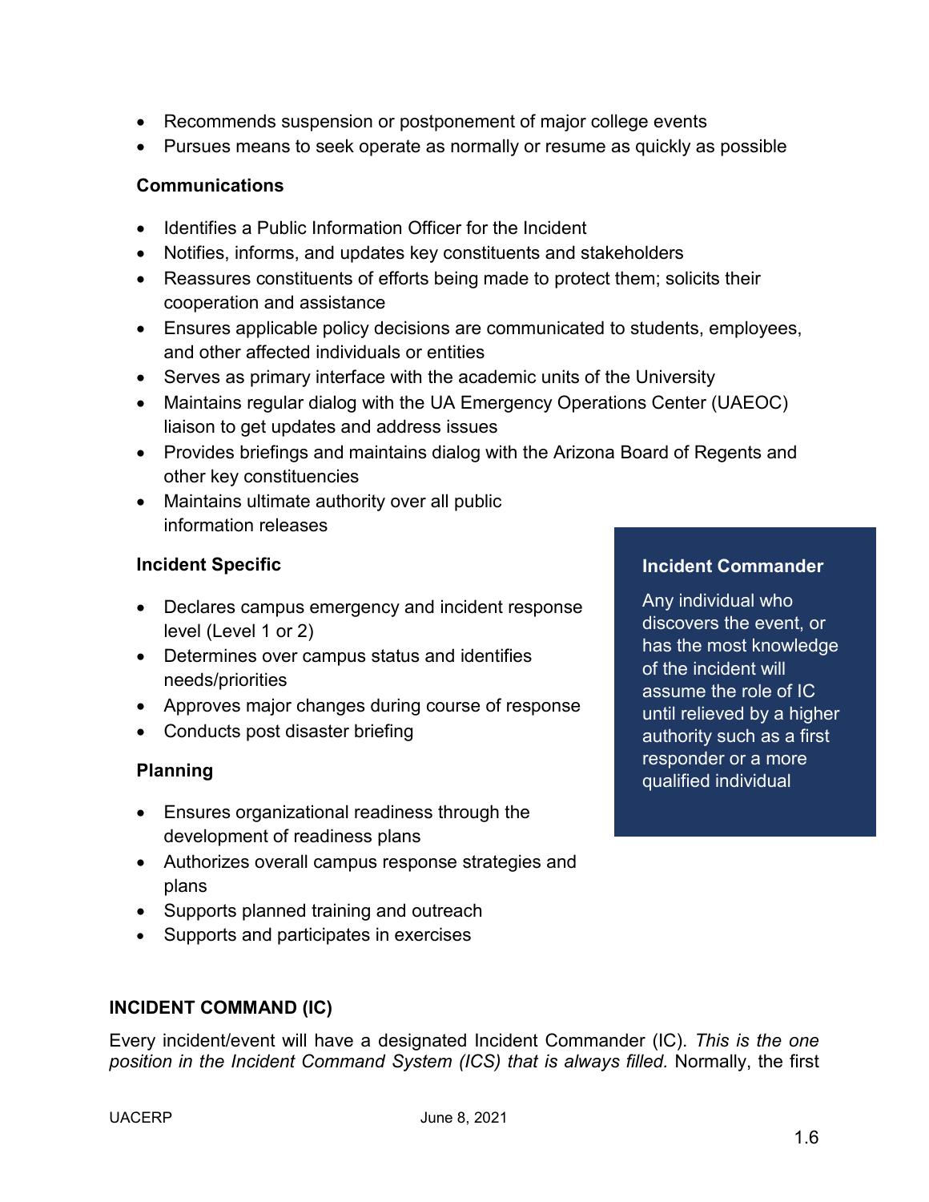- Recommends suspension or postponement of major college events
- Pursues means to seek operate as normally or resume as quickly as possible

### Communications

- Identifies a Public Information Officer for the Incident
- Notifies, informs, and updates key constituents and stakeholders
- Reassures constituents of efforts being made to protect them; solicits their cooperation and assistance
- Ensures applicable policy decisions are communicated to students, employees, and other affected individuals or entities
- Serves as primary interface with the academic units of the University
- Maintains regular dialog with the UA Emergency Operations Center (UAEOC) liaison to get updates and address issues
- Provides briefings and maintains dialog with the Arizona Board of Regents and other key constituencies
- Maintains ultimate authority over all public information releases

### Incident Specific

- Declares campus emergency and incident response level (Level 1 or 2)
- Determines over campus status and identifies needs/priorities
- Approves major changes during course of response
- Conducts post disaster briefing

### Planning

- Ensures organizational readiness through the development of readiness plans
- Authorizes overall campus response strategies and plans
- Supports planned training and outreach
- Supports and participates in exercises

> **Incident Commander**
>
> Any individual who discovers the event, or has the most knowledge of the incident will assume the role of IC until relieved by a higher authority such as a first responder or a more qualified individual

## INCIDENT COMMAND (IC)

Every incident/event will have a designated Incident Commander (IC). *This is the one position in the Incident Command System (ICS) that is always filled.* Normally, the first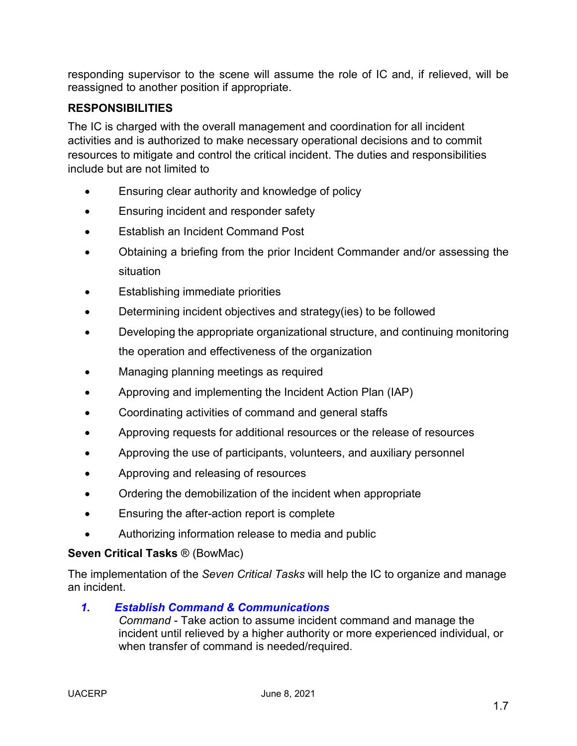responding supervisor to the scene will assume the role of IC and, if relieved, will be reassigned to another position if appropriate.

## RESPONSIBILITIES

The IC is charged with the overall management and coordination for all incident activities and is authorized to make necessary operational decisions and to commit resources to mitigate and control the critical incident. The duties and responsibilities include but are not limited to

- Ensuring clear authority and knowledge of policy
- Ensuring incident and responder safety
- Establish an Incident Command Post
- Obtaining a briefing from the prior Incident Commander and/or assessing the situation
- Establishing immediate priorities
- Determining incident objectives and strategy(ies) to be followed
- Developing the appropriate organizational structure, and continuing monitoring the operation and effectiveness of the organization
- Managing planning meetings as required
- Approving and implementing the Incident Action Plan (IAP)
- Coordinating activities of command and general staffs
- Approving requests for additional resources or the release of resources
- Approving the use of participants, volunteers, and auxiliary personnel
- Approving and releasing of resources
- Ordering the demobilization of the incident when appropriate
- Ensuring the after-action report is complete
- Authorizing information release to media and public

**Seven Critical Tasks** ® (BowMac)

The implementation of the *Seven Critical Tasks* will help the IC to organize and manage an incident.

1. ***Establish Command & Communications***
   *Command* - Take action to assume incident command and manage the incident until relieved by a higher authority or more experienced individual, or when transfer of command is needed/required.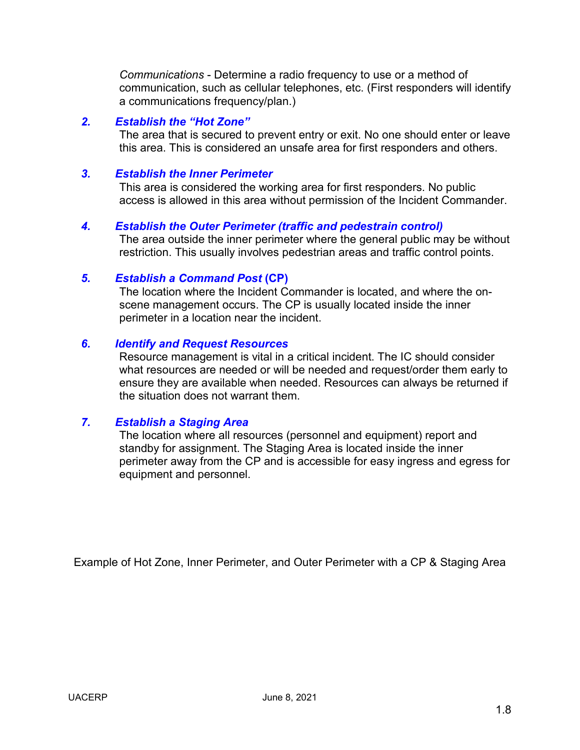*Communications* - Determine a radio frequency to use or a method of communication, such as cellular telephones, etc. (First responders will identify a communications frequency/plan.)

2. ***Establish the "Hot Zone"***

   The area that is secured to prevent entry or exit. No one should enter or leave this area. This is considered an unsafe area for first responders and others.

3. ***Establish the Inner Perimeter***

   This area is considered the working area for first responders. No public access is allowed in this area without permission of the Incident Commander.

4. ***Establish the Outer Perimeter (traffic and pedestrain control)***

   The area outside the inner perimeter where the general public may be without restriction. This usually involves pedestrian areas and traffic control points.

5. ***Establish a Command Post* (CP)**

   The location where the Incident Commander is located, and where the on-scene management occurs. The CP is usually located inside the inner perimeter in a location near the incident.

6. ***Identify and Request Resources***

   Resource management is vital in a critical incident. The IC should consider what resources are needed or will be needed and request/order them early to ensure they are available when needed. Resources can always be returned if the situation does not warrant them.

7. ***Establish a Staging Area***

   The location where all resources (personnel and equipment) report and standby for assignment. The Staging Area is located inside the inner perimeter away from the CP and is accessible for easy ingress and egress for equipment and personnel.

Example of Hot Zone, Inner Perimeter, and Outer Perimeter with a CP & Staging Area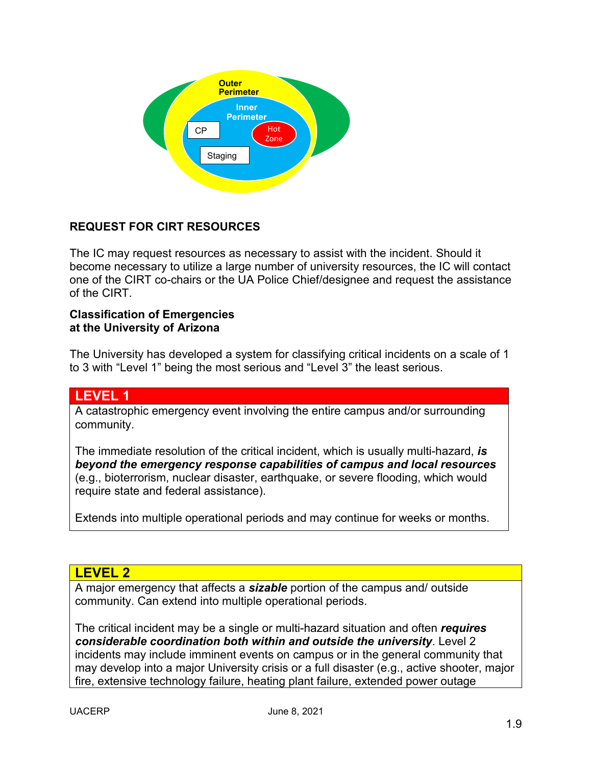Outer Perimeter

Inner Perimeter

CP

Hot Zone

Staging

**REQUEST FOR CIRT RESOURCES**

The IC may request resources as necessary to assist with the incident. Should it become necessary to utilize a large number of university resources, the IC will contact one of the CIRT co-chairs or the UA Police Chief/designee and request the assistance of the CIRT.

**Classification of Emergencies at the University of Arizona**

The University has developed a system for classifying critical incidents on a scale of 1 to 3 with “Level 1” being the most serious and “Level 3” the least serious.

| LEVEL 1 |
|---|
| A catastrophic emergency event involving the entire campus and/or surrounding community.<br><br>The immediate resolution of the critical incident, which is usually multi-hazard, ***is beyond the emergency response capabilities of campus and local resources*** (e.g., bioterrorism, nuclear disaster, earthquake, or severe flooding, which would require state and federal assistance).<br><br>Extends into multiple operational periods and may continue for weeks or months. |

| LEVEL 2 |
|---|
| A major emergency that affects a ***sizable*** portion of the campus and/ outside community. Can extend into multiple operational periods.<br><br>The critical incident may be a single or multi-hazard situation and often ***requires considerable coordination both within and outside the university***. Level 2 incidents may include imminent events on campus or in the general community that may develop into a major University crisis or a full disaster (e.g., active shooter, major fire, extensive technology failure, heating plant failure, extended power outage |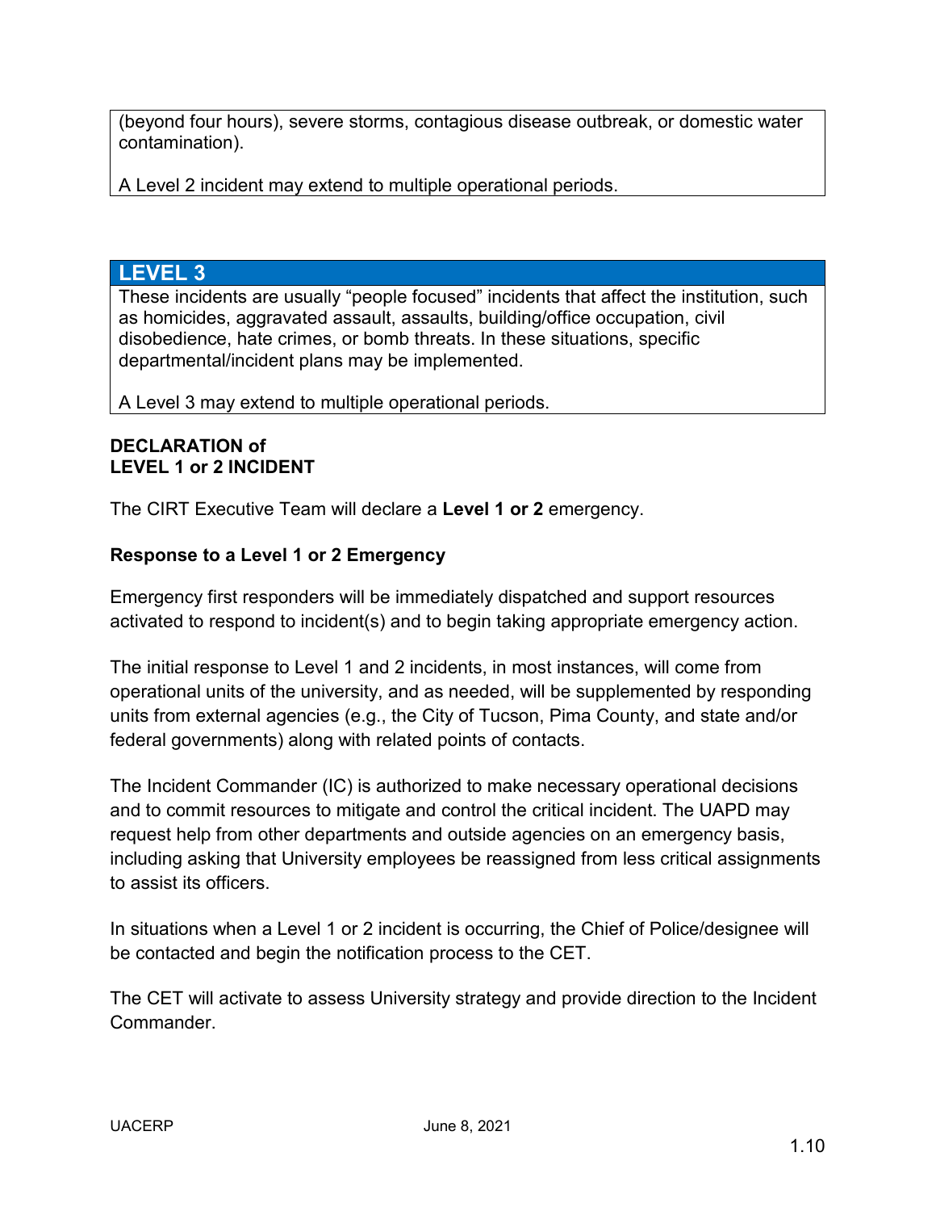(beyond four hours), severe storms, contagious disease outbreak, or domestic water contamination).

A Level 2 incident may extend to multiple operational periods.

## LEVEL 3

These incidents are usually “people focused” incidents that affect the institution, such as homicides, aggravated assault, assaults, building/office occupation, civil disobedience, hate crimes, or bomb threats. In these situations, specific departmental/incident plans may be implemented.

A Level 3 may extend to multiple operational periods.

**DECLARATION of**
**LEVEL 1 or 2 INCIDENT**

The CIRT Executive Team will declare a **Level 1 or 2** emergency.

**Response to a Level 1 or 2 Emergency**

Emergency first responders will be immediately dispatched and support resources activated to respond to incident(s) and to begin taking appropriate emergency action.

The initial response to Level 1 and 2 incidents, in most instances, will come from operational units of the university, and as needed, will be supplemented by responding units from external agencies (e.g., the City of Tucson, Pima County, and state and/or federal governments) along with related points of contacts.

The Incident Commander (IC) is authorized to make necessary operational decisions and to commit resources to mitigate and control the critical incident. The UAPD may request help from other departments and outside agencies on an emergency basis, including asking that University employees be reassigned from less critical assignments to assist its officers.

In situations when a Level 1 or 2 incident is occurring, the Chief of Police/designee will be contacted and begin the notification process to the CET.

The CET will activate to assess University strategy and provide direction to the Incident Commander.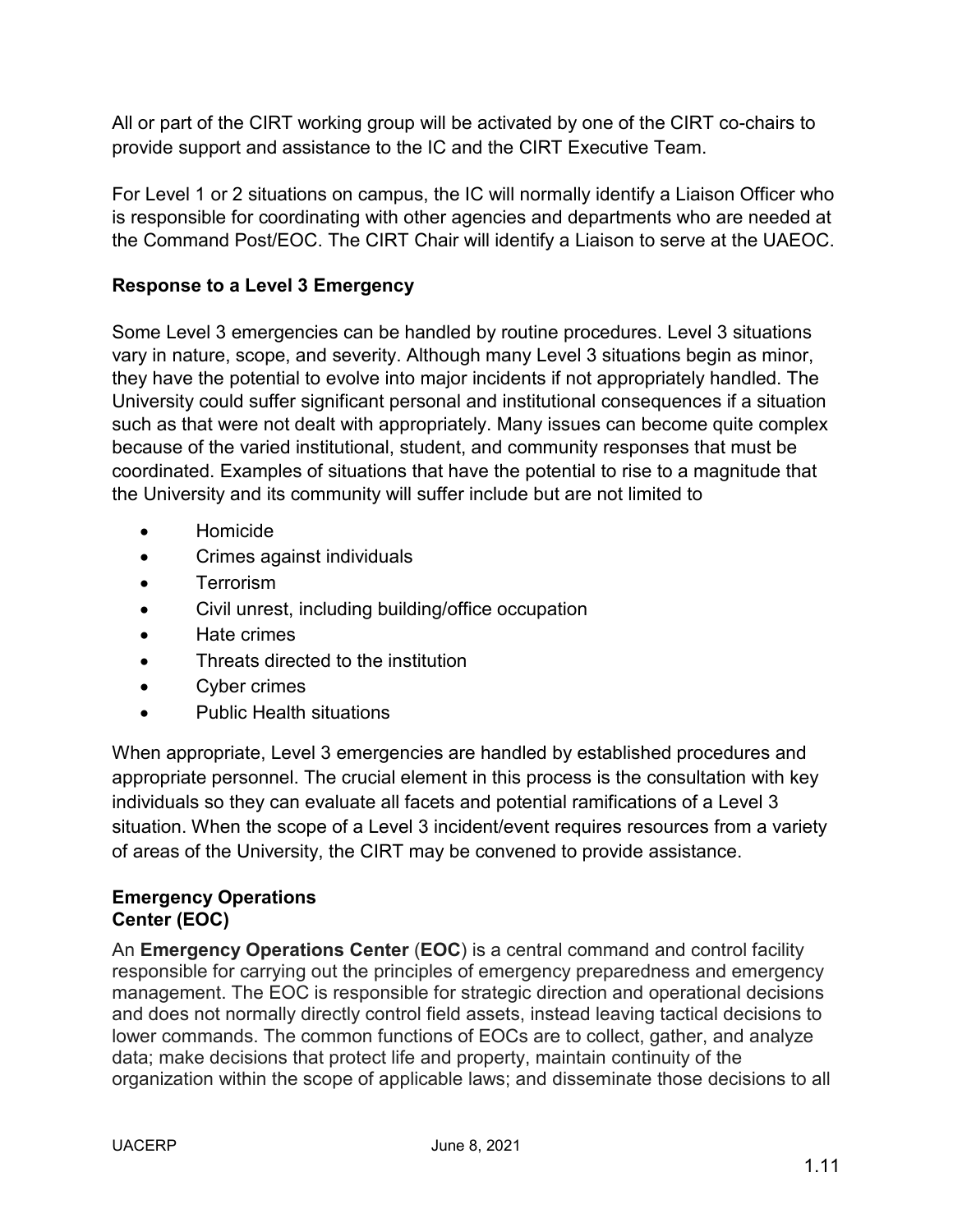All or part of the CIRT working group will be activated by one of the CIRT co-chairs to provide support and assistance to the IC and the CIRT Executive Team.

For Level 1 or 2 situations on campus, the IC will normally identify a Liaison Officer who is responsible for coordinating with other agencies and departments who are needed at the Command Post/EOC. The CIRT Chair will identify a Liaison to serve at the UAEOC.

**Response to a Level 3 Emergency**

Some Level 3 emergencies can be handled by routine procedures. Level 3 situations vary in nature, scope, and severity. Although many Level 3 situations begin as minor, they have the potential to evolve into major incidents if not appropriately handled. The University could suffer significant personal and institutional consequences if a situation such as that were not dealt with appropriately. Many issues can become quite complex because of the varied institutional, student, and community responses that must be coordinated. Examples of situations that have the potential to rise to a magnitude that the University and its community will suffer include but are not limited to

- Homicide
- Crimes against individuals
- Terrorism
- Civil unrest, including building/office occupation
- Hate crimes
- Threats directed to the institution
- Cyber crimes
- Public Health situations

When appropriate, Level 3 emergencies are handled by established procedures and appropriate personnel. The crucial element in this process is the consultation with key individuals so they can evaluate all facets and potential ramifications of a Level 3 situation. When the scope of a Level 3 incident/event requires resources from a variety of areas of the University, the CIRT may be convened to provide assistance.

**Emergency Operations Center (EOC)**

An **Emergency Operations Center** (**EOC**) is a central command and control facility responsible for carrying out the principles of emergency preparedness and emergency management. The EOC is responsible for strategic direction and operational decisions and does not normally directly control field assets, instead leaving tactical decisions to lower commands. The common functions of EOCs are to collect, gather, and analyze data; make decisions that protect life and property, maintain continuity of the organization within the scope of applicable laws; and disseminate those decisions to all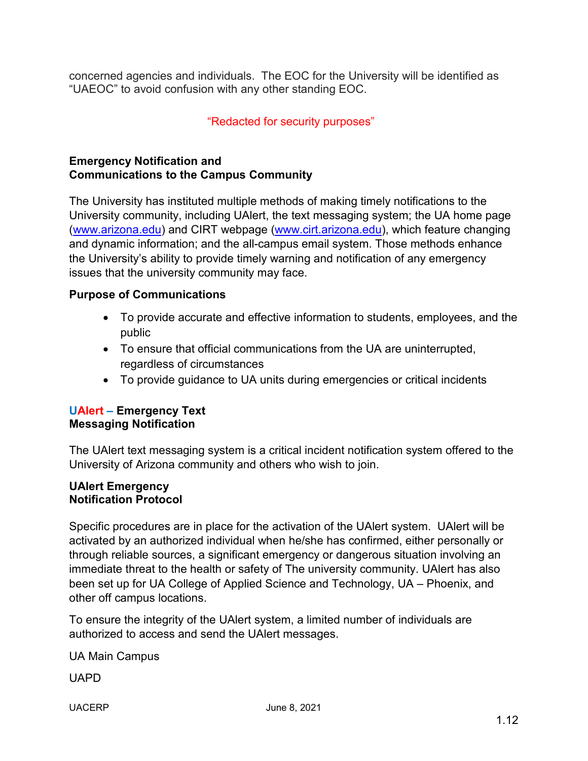concerned agencies and individuals. The EOC for the University will be identified as "UAEOC" to avoid confusion with any other standing EOC.

"Redacted for security purposes"

## Emergency Notification and Communications to the Campus Community

The University has instituted multiple methods of making timely notifications to the University community, including UAlert, the text messaging system; the UA home page (www.arizona.edu) and CIRT webpage (www.cirt.arizona.edu), which feature changing and dynamic information; and the all-campus email system. Those methods enhance the University's ability to provide timely warning and notification of any emergency issues that the university community may face.

### Purpose of Communications

- To provide accurate and effective information to students, employees, and the public
- To ensure that official communications from the UA are uninterrupted, regardless of circumstances
- To provide guidance to UA units during emergencies or critical incidents

## UAlert – Emergency Text Messaging Notification

The UAlert text messaging system is a critical incident notification system offered to the University of Arizona community and others who wish to join.

### UAlert Emergency Notification Protocol

Specific procedures are in place for the activation of the UAlert system. UAlert will be activated by an authorized individual when he/she has confirmed, either personally or through reliable sources, a significant emergency or dangerous situation involving an immediate threat to the health or safety of The university community. UAlert has also been set up for UA College of Applied Science and Technology, UA – Phoenix, and other off campus locations.

To ensure the integrity of the UAlert system, a limited number of individuals are authorized to access and send the UAlert messages.

UA Main Campus

UAPD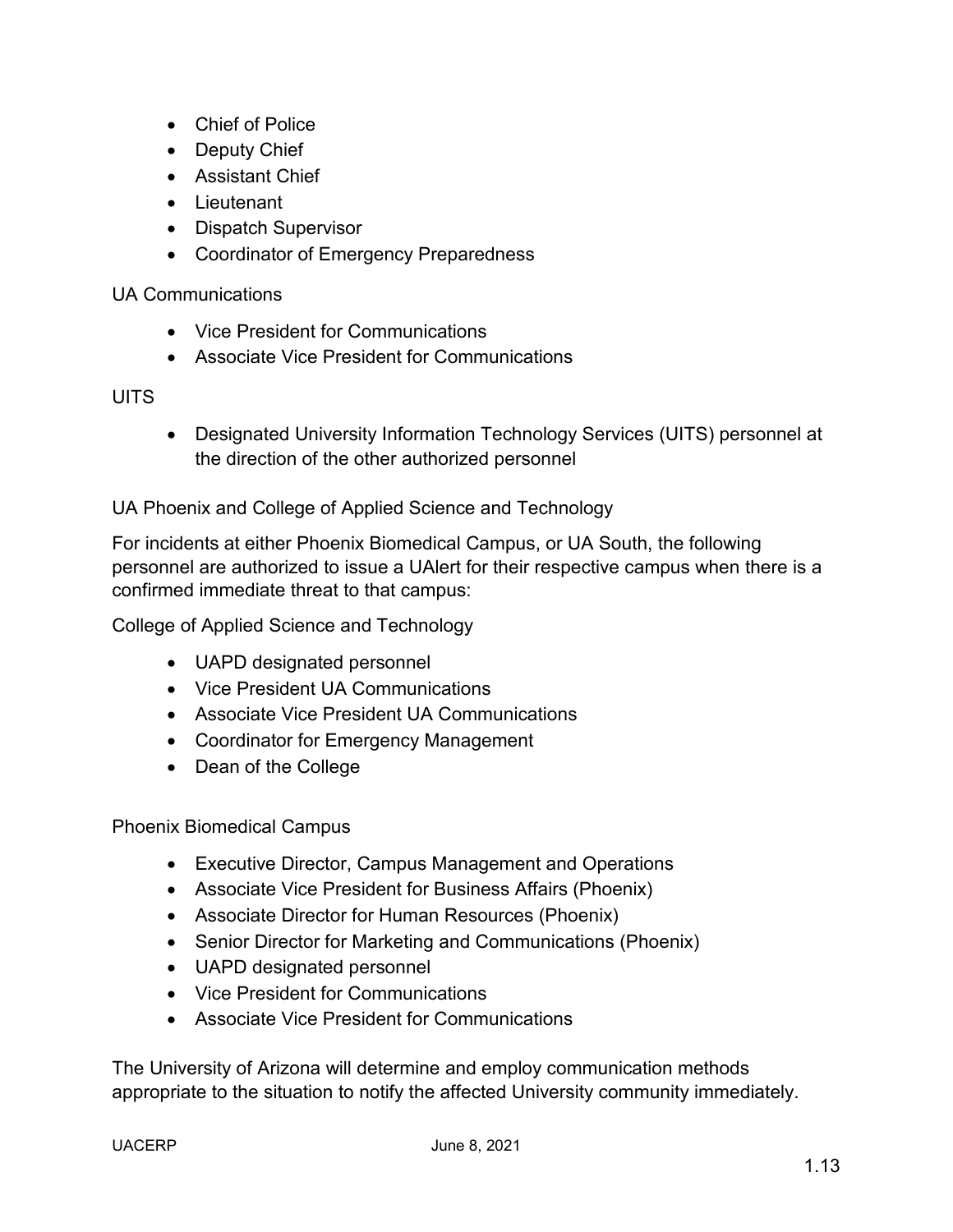- Chief of Police
- Deputy Chief
- Assistant Chief
- Lieutenant
- Dispatch Supervisor
- Coordinator of Emergency Preparedness

UA Communications

- Vice President for Communications
- Associate Vice President for Communications

UITS

- Designated University Information Technology Services (UITS) personnel at the direction of the other authorized personnel

UA Phoenix and College of Applied Science and Technology

For incidents at either Phoenix Biomedical Campus, or UA South, the following personnel are authorized to issue a UAlert for their respective campus when there is a confirmed immediate threat to that campus:

College of Applied Science and Technology

- UAPD designated personnel
- Vice President UA Communications
- Associate Vice President UA Communications
- Coordinator for Emergency Management
- Dean of the College

Phoenix Biomedical Campus

- Executive Director, Campus Management and Operations
- Associate Vice President for Business Affairs (Phoenix)
- Associate Director for Human Resources (Phoenix)
- Senior Director for Marketing and Communications (Phoenix)
- UAPD designated personnel
- Vice President for Communications
- Associate Vice President for Communications

The University of Arizona will determine and employ communication methods appropriate to the situation to notify the affected University community immediately.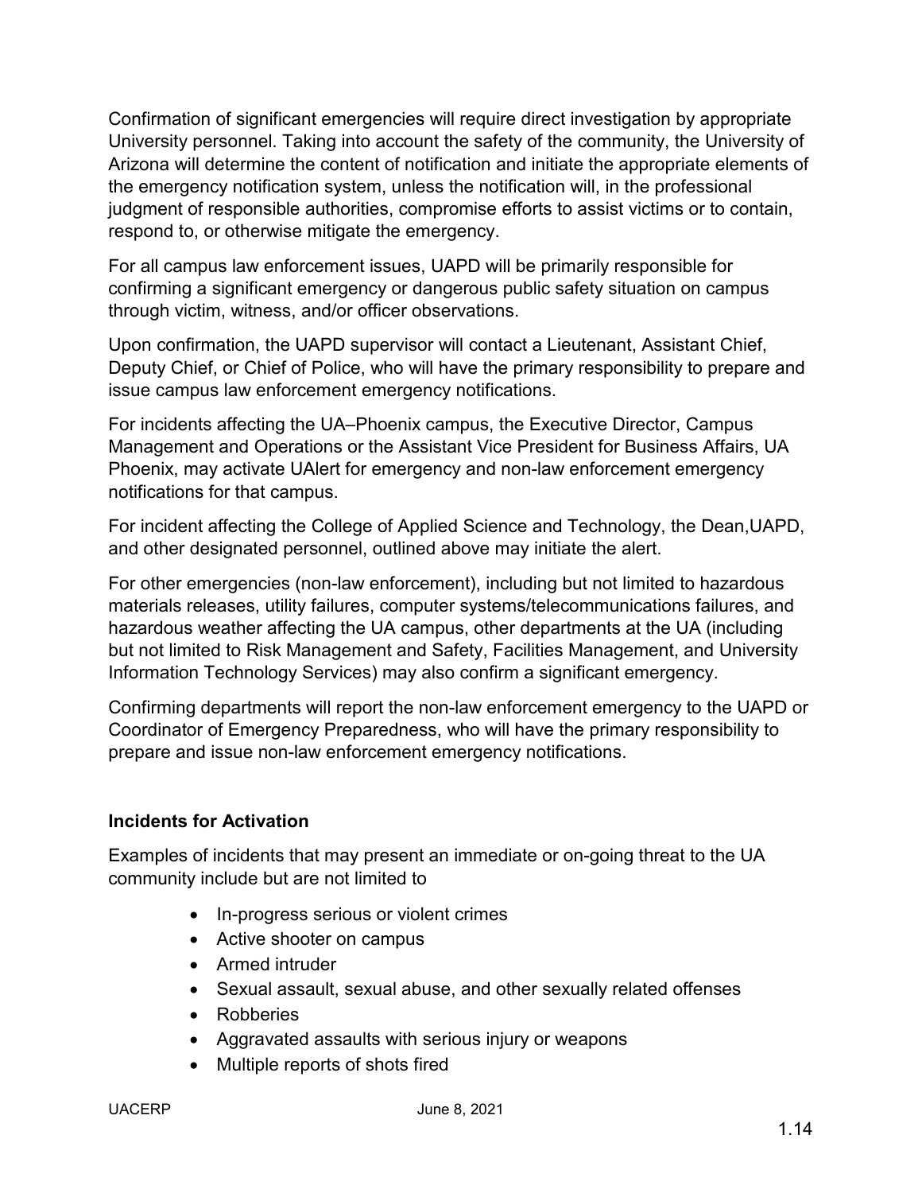Confirmation of significant emergencies will require direct investigation by appropriate University personnel. Taking into account the safety of the community, the University of Arizona will determine the content of notification and initiate the appropriate elements of the emergency notification system, unless the notification will, in the professional judgment of responsible authorities, compromise efforts to assist victims or to contain, respond to, or otherwise mitigate the emergency.

For all campus law enforcement issues, UAPD will be primarily responsible for confirming a significant emergency or dangerous public safety situation on campus through victim, witness, and/or officer observations.

Upon confirmation, the UAPD supervisor will contact a Lieutenant, Assistant Chief, Deputy Chief, or Chief of Police, who will have the primary responsibility to prepare and issue campus law enforcement emergency notifications.

For incidents affecting the UA–Phoenix campus, the Executive Director, Campus Management and Operations or the Assistant Vice President for Business Affairs, UA Phoenix, may activate UAlert for emergency and non-law enforcement emergency notifications for that campus.

For incident affecting the College of Applied Science and Technology, the Dean,UAPD, and other designated personnel, outlined above may initiate the alert.

For other emergencies (non-law enforcement), including but not limited to hazardous materials releases, utility failures, computer systems/telecommunications failures, and hazardous weather affecting the UA campus, other departments at the UA (including but not limited to Risk Management and Safety, Facilities Management, and University Information Technology Services) may also confirm a significant emergency.

Confirming departments will report the non-law enforcement emergency to the UAPD or Coordinator of Emergency Preparedness, who will have the primary responsibility to prepare and issue non-law enforcement emergency notifications.

### Incidents for Activation

Examples of incidents that may present an immediate or on-going threat to the UA community include but are not limited to

- In-progress serious or violent crimes
- Active shooter on campus
- Armed intruder
- Sexual assault, sexual abuse, and other sexually related offenses
- Robberies
- Aggravated assaults with serious injury or weapons
- Multiple reports of shots fired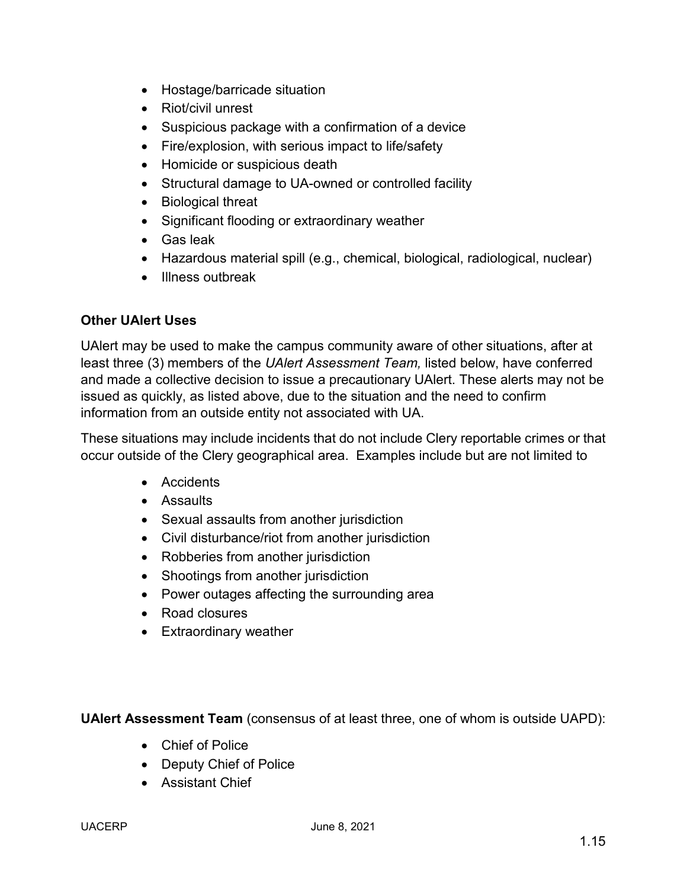- Hostage/barricade situation
- Riot/civil unrest
- Suspicious package with a confirmation of a device
- Fire/explosion, with serious impact to life/safety
- Homicide or suspicious death
- Structural damage to UA-owned or controlled facility
- Biological threat
- Significant flooding or extraordinary weather
- Gas leak
- Hazardous material spill (e.g., chemical, biological, radiological, nuclear)
- Illness outbreak

**Other UAlert Uses**

UAlert may be used to make the campus community aware of other situations, after at least three (3) members of the *UAlert Assessment Team,* listed below, have conferred and made a collective decision to issue a precautionary UAlert. These alerts may not be issued as quickly, as listed above, due to the situation and the need to confirm information from an outside entity not associated with UA.

These situations may include incidents that do not include Clery reportable crimes or that occur outside of the Clery geographical area. Examples include but are not limited to

- Accidents
- Assaults
- Sexual assaults from another jurisdiction
- Civil disturbance/riot from another jurisdiction
- Robberies from another jurisdiction
- Shootings from another jurisdiction
- Power outages affecting the surrounding area
- Road closures
- Extraordinary weather

**UAlert Assessment Team** (consensus of at least three, one of whom is outside UAPD):

- Chief of Police
- Deputy Chief of Police
- Assistant Chief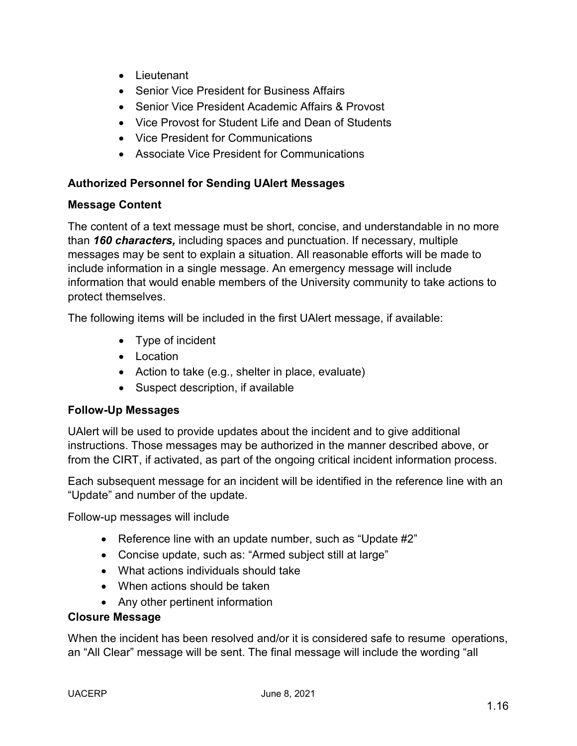- Lieutenant
- Senior Vice President for Business Affairs
- Senior Vice President Academic Affairs & Provost
- Vice Provost for Student Life and Dean of Students
- Vice President for Communications
- Associate Vice President for Communications

**Authorized Personnel for Sending UAlert Messages**

**Message Content**

The content of a text message must be short, concise, and understandable in no more than ***160 characters,*** including spaces and punctuation. If necessary, multiple messages may be sent to explain a situation. All reasonable efforts will be made to include information in a single message. An emergency message will include information that would enable members of the University community to take actions to protect themselves.

The following items will be included in the first UAlert message, if available:

- Type of incident
- Location
- Action to take (e.g., shelter in place, evaluate)
- Suspect description, if available

**Follow-Up Messages**

UAlert will be used to provide updates about the incident and to give additional instructions. Those messages may be authorized in the manner described above, or from the CIRT, if activated, as part of the ongoing critical incident information process.

Each subsequent message for an incident will be identified in the reference line with an "Update" and number of the update.

Follow-up messages will include

- Reference line with an update number, such as "Update #2"
- Concise update, such as: "Armed subject still at large"
- What actions individuals should take
- When actions should be taken
- Any other pertinent information

**Closure Message**

When the incident has been resolved and/or it is considered safe to resume operations, an "All Clear" message will be sent. The final message will include the wording "all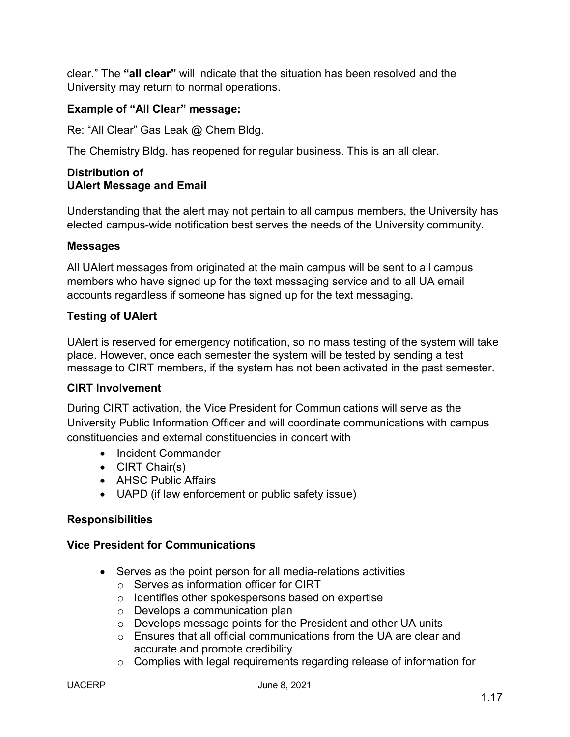clear." The **"all clear"** will indicate that the situation has been resolved and the University may return to normal operations.

**Example of "All Clear" message:**

Re: "All Clear" Gas Leak @ Chem Bldg.

The Chemistry Bldg. has reopened for regular business. This is an all clear.

**Distribution of**
**UAlert Message and Email**

Understanding that the alert may not pertain to all campus members, the University has elected campus-wide notification best serves the needs of the University community.

**Messages**

All UAlert messages from originated at the main campus will be sent to all campus members who have signed up for the text messaging service and to all UA email accounts regardless if someone has signed up for the text messaging.

**Testing of UAlert**

UAlert is reserved for emergency notification, so no mass testing of the system will take place. However, once each semester the system will be tested by sending a test message to CIRT members, if the system has not been activated in the past semester.

**CIRT Involvement**

During CIRT activation, the Vice President for Communications will serve as the University Public Information Officer and will coordinate communications with campus constituencies and external constituencies in concert with

- Incident Commander
- CIRT Chair(s)
- AHSC Public Affairs
- UAPD (if law enforcement or public safety issue)

**Responsibilities**

**Vice President for Communications**

- Serves as the point person for all media-relations activities
  - Serves as information officer for CIRT
  - Identifies other spokespersons based on expertise
  - Develops a communication plan
  - Develops message points for the President and other UA units
  - Ensures that all official communications from the UA are clear and accurate and promote credibility
  - Complies with legal requirements regarding release of information for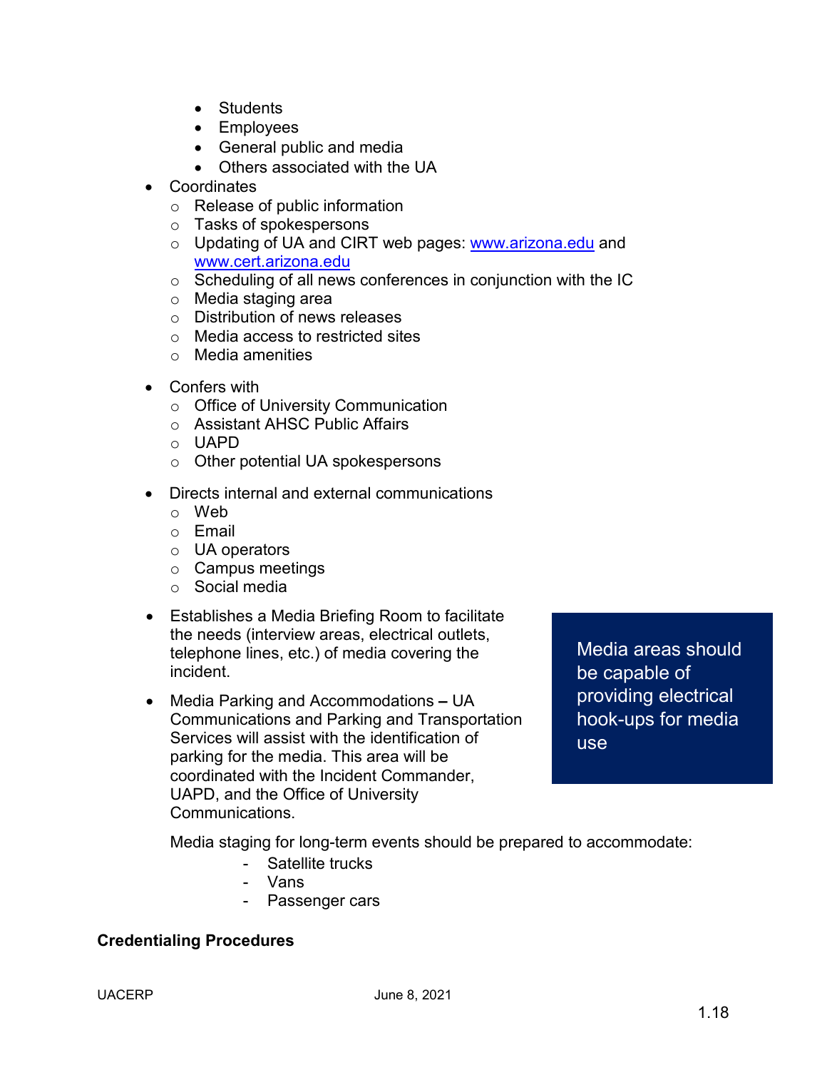- Students
  - Employees
  - General public and media
  - Others associated with the UA
- Coordinates
  - Release of public information
  - Tasks of spokespersons
  - Updating of UA and CIRT web pages: www.arizona.edu and www.cert.arizona.edu
  - Scheduling of all news conferences in conjunction with the IC
  - Media staging area
  - Distribution of news releases
  - Media access to restricted sites
  - Media amenities

- Confers with
  - Office of University Communication
  - Assistant AHSC Public Affairs
  - UAPD
  - Other potential UA spokespersons

- Directs internal and external communications
  - Web
  - Email
  - UA operators
  - Campus meetings
  - Social media

- Establishes a Media Briefing Room to facilitate the needs (interview areas, electrical outlets, telephone lines, etc.) of media covering the incident.

- Media Parking and Accommodations – UA Communications and Parking and Transportation Services will assist with the identification of parking for the media. This area will be coordinated with the Incident Commander, UAPD, and the Office of University Communications.

> Media areas should be capable of providing electrical hook-ups for media use

Media staging for long-term events should be prepared to accommodate:

- Satellite trucks
- Vans
- Passenger cars

**Credentialing Procedures**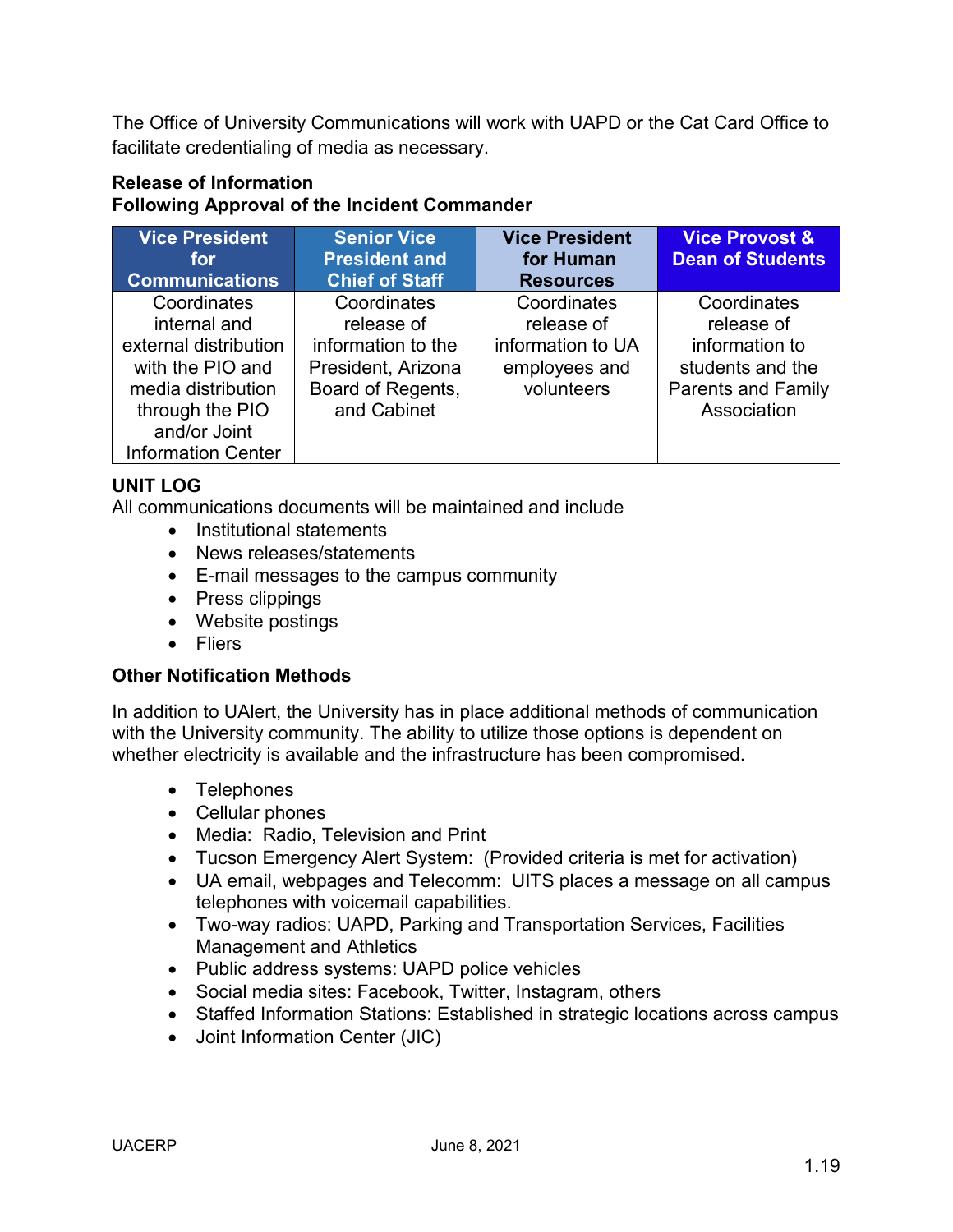The Office of University Communications will work with UAPD or the Cat Card Office to facilitate credentialing of media as necessary.

**Release of Information**
**Following Approval of the Incident Commander**

| Vice President for Communications | Senior Vice President and Chief of Staff | Vice President for Human Resources | Vice Provost & Dean of Students |
|---|---|---|---|
| Coordinates internal and external distribution with the PIO and media distribution through the PIO and/or Joint Information Center | Coordinates release of information to the President, Arizona Board of Regents, and Cabinet | Coordinates release of information to UA employees and volunteers | Coordinates release of information to students and the Parents and Family Association |

**UNIT LOG**

All communications documents will be maintained and include

- Institutional statements
- News releases/statements
- E-mail messages to the campus community
- Press clippings
- Website postings
- Fliers

**Other Notification Methods**

In addition to UAlert, the University has in place additional methods of communication with the University community. The ability to utilize those options is dependent on whether electricity is available and the infrastructure has been compromised.

- Telephones
- Cellular phones
- Media: Radio, Television and Print
- Tucson Emergency Alert System: (Provided criteria is met for activation)
- UA email, webpages and Telecomm: UITS places a message on all campus telephones with voicemail capabilities.
- Two-way radios: UAPD, Parking and Transportation Services, Facilities Management and Athletics
- Public address systems: UAPD police vehicles
- Social media sites: Facebook, Twitter, Instagram, others
- Staffed Information Stations: Established in strategic locations across campus
- Joint Information Center (JIC)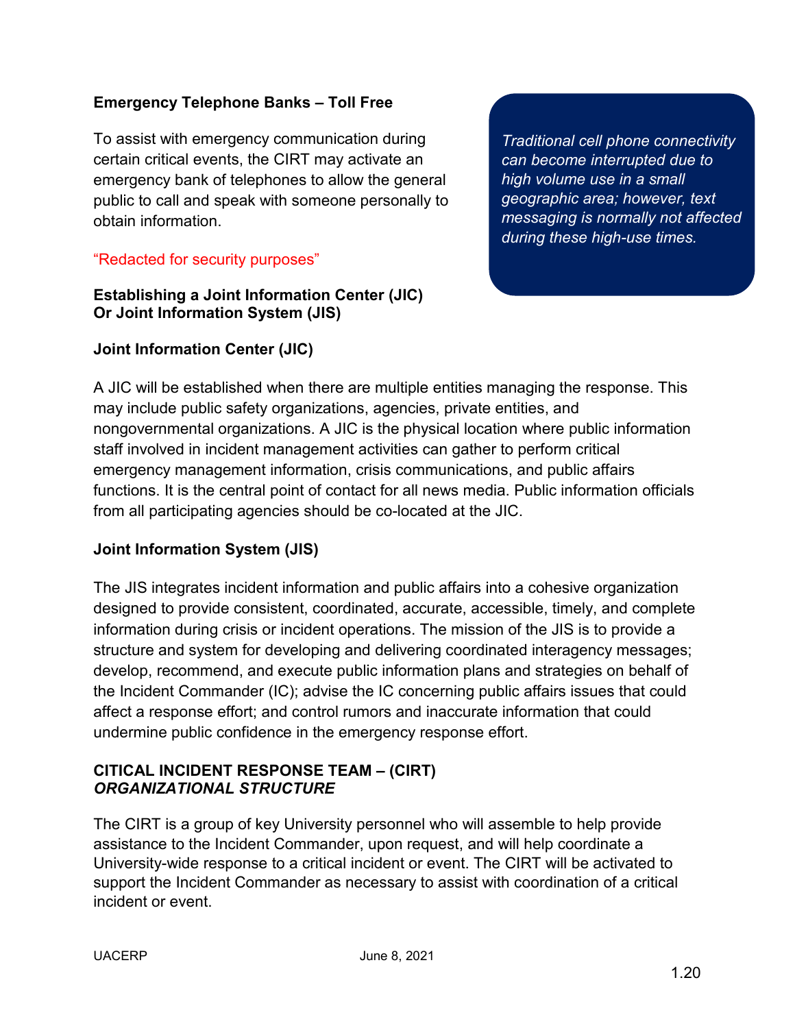**Emergency Telephone Banks – Toll Free**

To assist with emergency communication during certain critical events, the CIRT may activate an emergency bank of telephones to allow the general public to call and speak with someone personally to obtain information.

*Traditional cell phone connectivity can become interrupted due to high volume use in a small geographic area; however, text messaging is normally not affected during these high-use times.*

"Redacted for security purposes"

**Establishing a Joint Information Center (JIC) Or Joint Information System (JIS)**

**Joint Information Center (JIC)**

A JIC will be established when there are multiple entities managing the response. This may include public safety organizations, agencies, private entities, and nongovernmental organizations. A JIC is the physical location where public information staff involved in incident management activities can gather to perform critical emergency management information, crisis communications, and public affairs functions. It is the central point of contact for all news media. Public information officials from all participating agencies should be co-located at the JIC.

**Joint Information System (JIS)**

The JIS integrates incident information and public affairs into a cohesive organization designed to provide consistent, coordinated, accurate, accessible, timely, and complete information during crisis or incident operations. The mission of the JIS is to provide a structure and system for developing and delivering coordinated interagency messages; develop, recommend, and execute public information plans and strategies on behalf of the Incident Commander (IC); advise the IC concerning public affairs issues that could affect a response effort; and control rumors and inaccurate information that could undermine public confidence in the emergency response effort.

**CITICAL INCIDENT RESPONSE TEAM – (CIRT)**
***ORGANIZATIONAL STRUCTURE***

The CIRT is a group of key University personnel who will assemble to help provide assistance to the Incident Commander, upon request, and will help coordinate a University-wide response to a critical incident or event. The CIRT will be activated to support the Incident Commander as necessary to assist with coordination of a critical incident or event.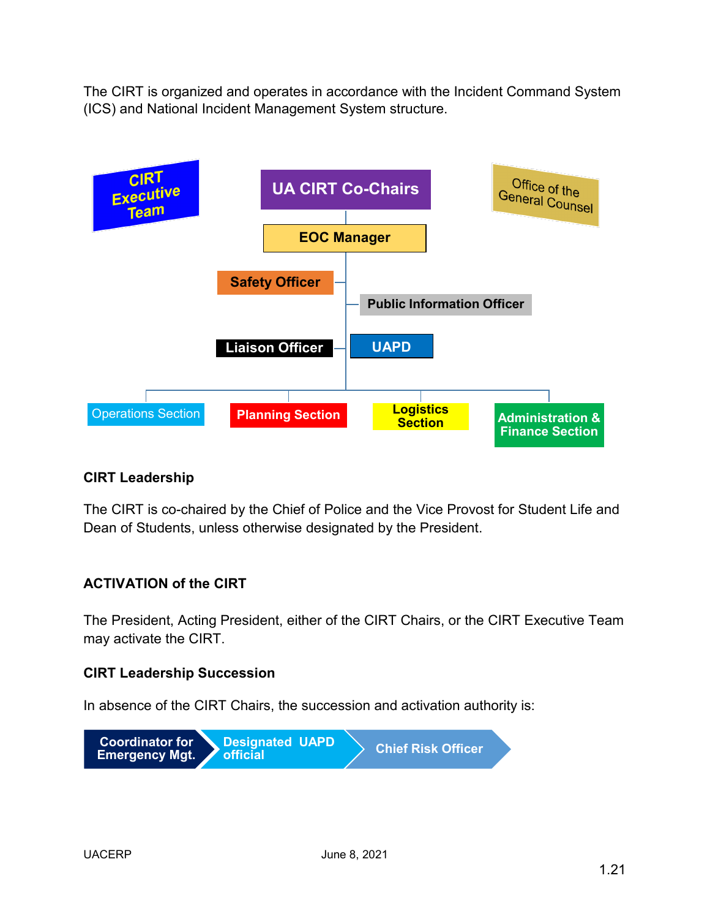The CIRT is organized and operates in accordance with the Incident Command System (ICS) and National Incident Management System structure.

- CIRT Executive Team
- UA CIRT Co-Chairs
- Office of the General Counsel
- EOC Manager
  - Safety Officer
  - Public Information Officer
  - Liaison Officer
  - UAPD
  - Operations Section
  - Planning Section
  - Logistics Section
  - Administration & Finance Section

**CIRT Leadership**

The CIRT is co-chaired by the Chief of Police and the Vice Provost for Student Life and Dean of Students, unless otherwise designated by the President.

**ACTIVATION of the CIRT**

The President, Acting President, either of the CIRT Chairs, or the CIRT Executive Team may activate the CIRT.

**CIRT Leadership Succession**

In absence of the CIRT Chairs, the succession and activation authority is:

Coordinator for Emergency Mgt. → Designated UAPD official → Chief Risk Officer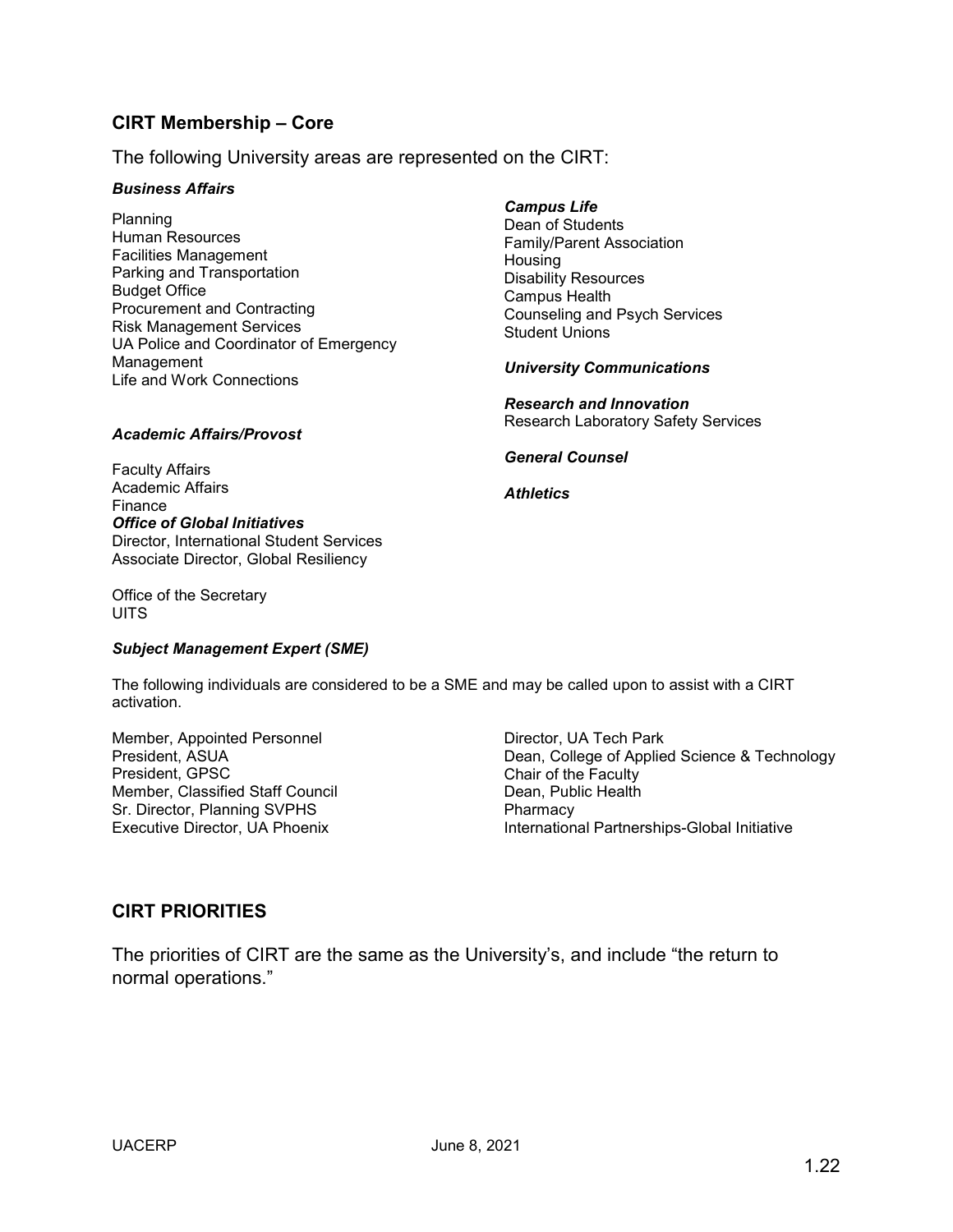## CIRT Membership – Core

The following University areas are represented on the CIRT:

***Business Affairs***

Planning
Human Resources
Facilities Management
Parking and Transportation
Budget Office
Procurement and Contracting
Risk Management Services
UA Police and Coordinator of Emergency Management
Life and Work Connections

***Academic Affairs/Provost***

Faculty Affairs
Academic Affairs
Finance

***Office of Global Initiatives***

Director, International Student Services
Associate Director, Global Resiliency

Office of the Secretary
UITS

***Campus Life***

Dean of Students
Family/Parent Association
Housing
Disability Resources
Campus Health
Counseling and Psych Services
Student Unions

***University Communications***

***Research and Innovation***

Research Laboratory Safety Services

***General Counsel***

***Athletics***

***Subject Management Expert (SME)***

The following individuals are considered to be a SME and may be called upon to assist with a CIRT activation.

Member, Appointed Personnel
President, ASUA
President, GPSC
Member, Classified Staff Council
Sr. Director, Planning SVPHS
Executive Director, UA Phoenix
Director, UA Tech Park
Dean, College of Applied Science & Technology
Chair of the Faculty
Dean, Public Health
Pharmacy
International Partnerships-Global Initiative

## CIRT PRIORITIES

The priorities of CIRT are the same as the University's, and include "the return to normal operations."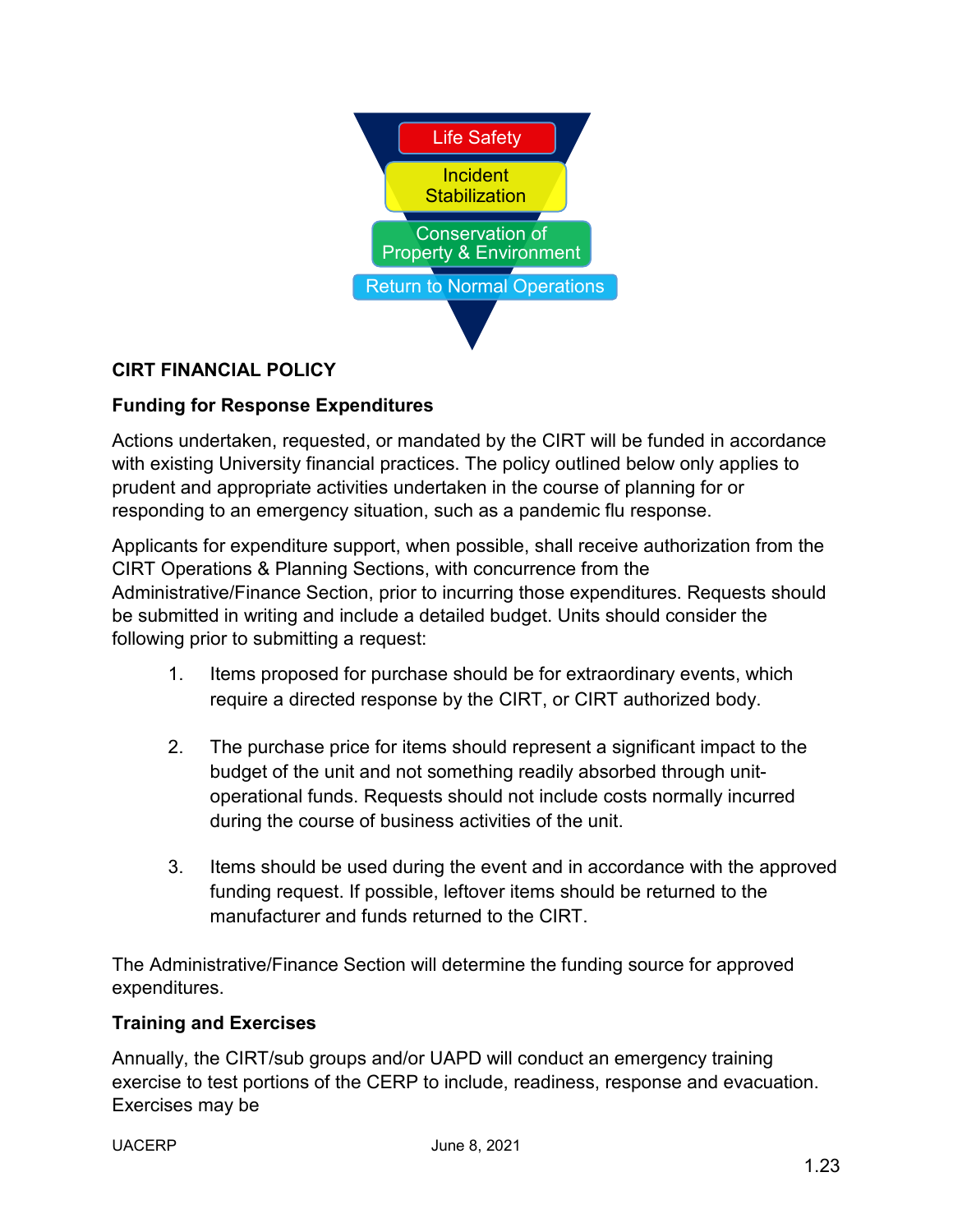Life Safety

Incident Stabilization

Conservation of Property & Environment

Return to Normal Operations

## CIRT FINANCIAL POLICY

### Funding for Response Expenditures

Actions undertaken, requested, or mandated by the CIRT will be funded in accordance with existing University financial practices. The policy outlined below only applies to prudent and appropriate activities undertaken in the course of planning for or responding to an emergency situation, such as a pandemic flu response.

Applicants for expenditure support, when possible, shall receive authorization from the CIRT Operations & Planning Sections, with concurrence from the Administrative/Finance Section, prior to incurring those expenditures. Requests should be submitted in writing and include a detailed budget. Units should consider the following prior to submitting a request:

1. Items proposed for purchase should be for extraordinary events, which require a directed response by the CIRT, or CIRT authorized body.

2. The purchase price for items should represent a significant impact to the budget of the unit and not something readily absorbed through unit-operational funds. Requests should not include costs normally incurred during the course of business activities of the unit.

3. Items should be used during the event and in accordance with the approved funding request. If possible, leftover items should be returned to the manufacturer and funds returned to the CIRT.

The Administrative/Finance Section will determine the funding source for approved expenditures.

### Training and Exercises

Annually, the CIRT/sub groups and/or UAPD will conduct an emergency training exercise to test portions of the CERP to include, readiness, response and evacuation. Exercises may be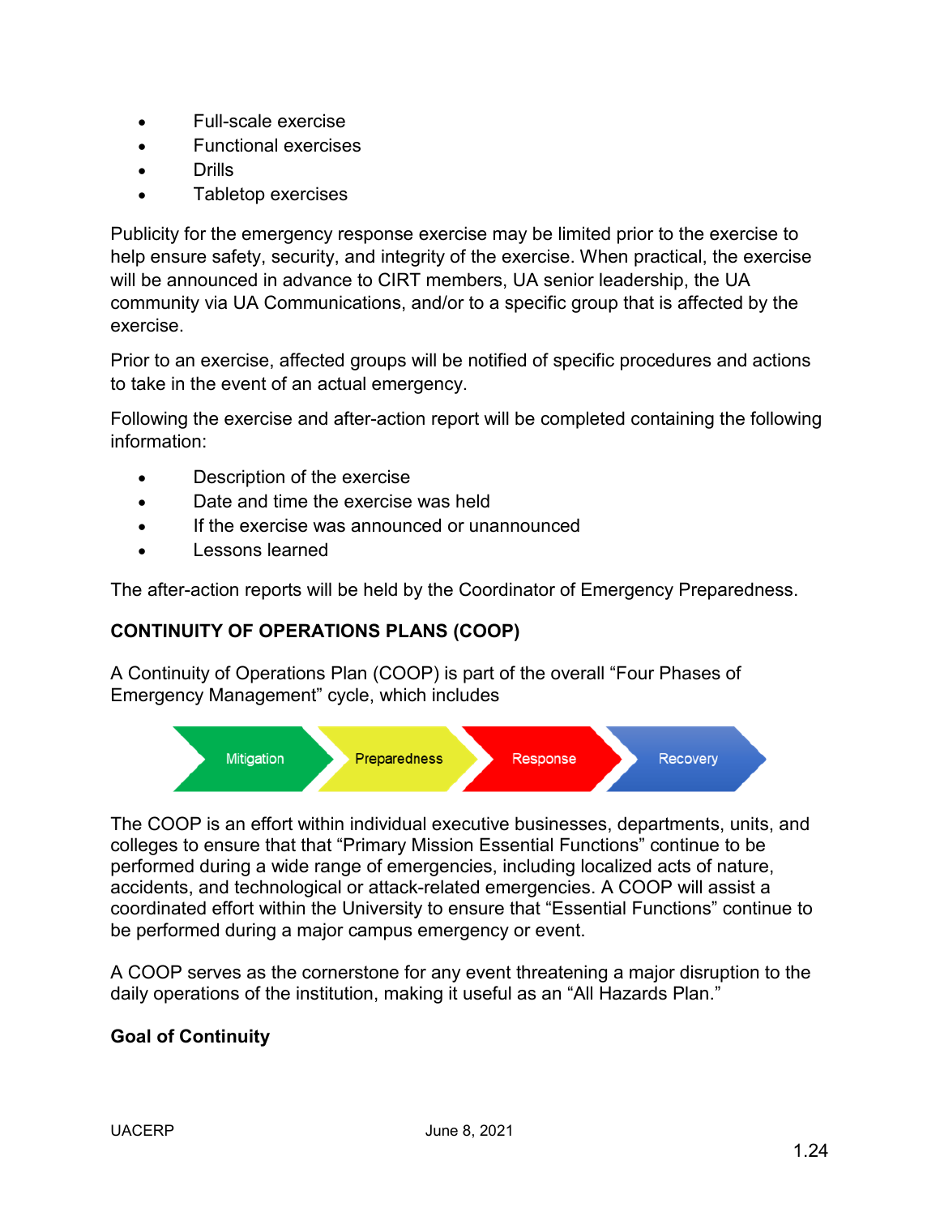- Full-scale exercise
- Functional exercises
- Drills
- Tabletop exercises

Publicity for the emergency response exercise may be limited prior to the exercise to help ensure safety, security, and integrity of the exercise. When practical, the exercise will be announced in advance to CIRT members, UA senior leadership, the UA community via UA Communications, and/or to a specific group that is affected by the exercise.

Prior to an exercise, affected groups will be notified of specific procedures and actions to take in the event of an actual emergency.

Following the exercise and after-action report will be completed containing the following information:

- Description of the exercise
- Date and time the exercise was held
- If the exercise was announced or unannounced
- Lessons learned

The after-action reports will be held by the Coordinator of Emergency Preparedness.

## CONTINUITY OF OPERATIONS PLANS (COOP)

A Continuity of Operations Plan (COOP) is part of the overall "Four Phases of Emergency Management" cycle, which includes

Mitigation → Preparedness → Response → Recovery

The COOP is an effort within individual executive businesses, departments, units, and colleges to ensure that that "Primary Mission Essential Functions" continue to be performed during a wide range of emergencies, including localized acts of nature, accidents, and technological or attack-related emergencies. A COOP will assist a coordinated effort within the University to ensure that "Essential Functions" continue to be performed during a major campus emergency or event.

A COOP serves as the cornerstone for any event threatening a major disruption to the daily operations of the institution, making it useful as an "All Hazards Plan."

### Goal of Continuity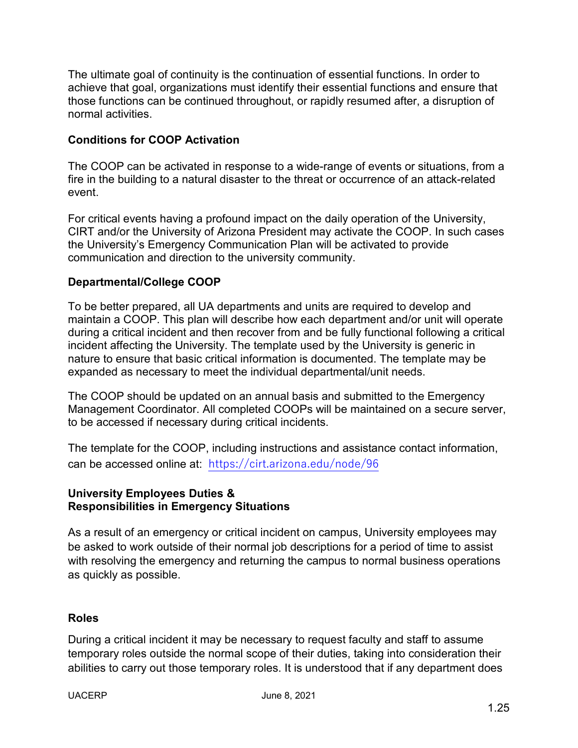The ultimate goal of continuity is the continuation of essential functions. In order to achieve that goal, organizations must identify their essential functions and ensure that those functions can be continued throughout, or rapidly resumed after, a disruption of normal activities.

**Conditions for COOP Activation**

The COOP can be activated in response to a wide-range of events or situations, from a fire in the building to a natural disaster to the threat or occurrence of an attack-related event.

For critical events having a profound impact on the daily operation of the University, CIRT and/or the University of Arizona President may activate the COOP. In such cases the University's Emergency Communication Plan will be activated to provide communication and direction to the university community.

**Departmental/College COOP**

To be better prepared, all UA departments and units are required to develop and maintain a COOP. This plan will describe how each department and/or unit will operate during a critical incident and then recover from and be fully functional following a critical incident affecting the University. The template used by the University is generic in nature to ensure that basic critical information is documented. The template may be expanded as necessary to meet the individual departmental/unit needs.

The COOP should be updated on an annual basis and submitted to the Emergency Management Coordinator. All completed COOPs will be maintained on a secure server, to be accessed if necessary during critical incidents.

The template for the COOP, including instructions and assistance contact information, can be accessed online at: https://cirt.arizona.edu/node/96

**University Employees Duties & Responsibilities in Emergency Situations**

As a result of an emergency or critical incident on campus, University employees may be asked to work outside of their normal job descriptions for a period of time to assist with resolving the emergency and returning the campus to normal business operations as quickly as possible.

**Roles**

During a critical incident it may be necessary to request faculty and staff to assume temporary roles outside the normal scope of their duties, taking into consideration their abilities to carry out those temporary roles. It is understood that if any department does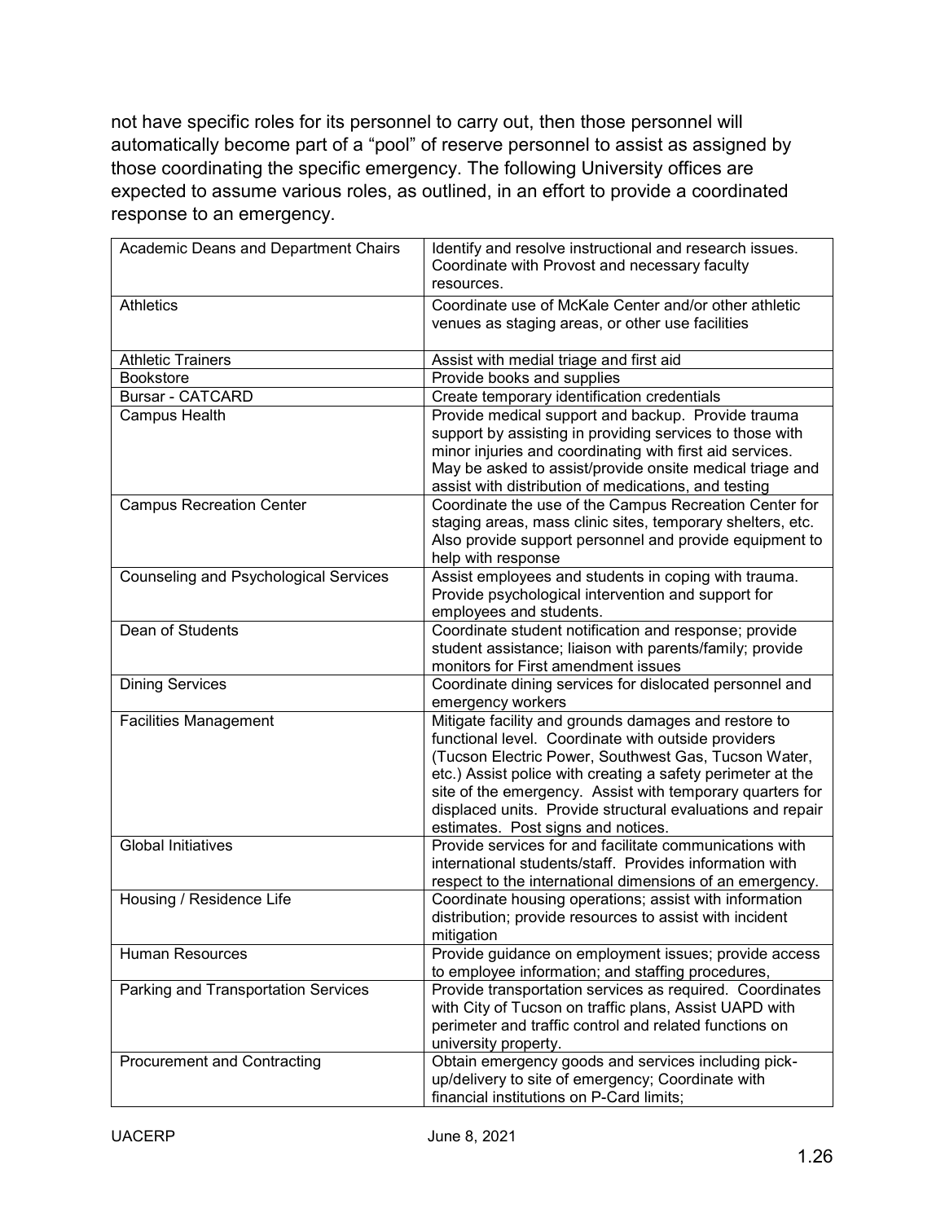not have specific roles for its personnel to carry out, then those personnel will automatically become part of a "pool" of reserve personnel to assist as assigned by those coordinating the specific emergency. The following University offices are expected to assume various roles, as outlined, in an effort to provide a coordinated response to an emergency.

| | |
|---|---|
| Academic Deans and Department Chairs | Identify and resolve instructional and research issues. Coordinate with Provost and necessary faculty resources. |
| Athletics | Coordinate use of McKale Center and/or other athletic venues as staging areas, or other use facilities |
| Athletic Trainers | Assist with medial triage and first aid |
| Bookstore | Provide books and supplies |
| Bursar - CATCARD | Create temporary identification credentials |
| Campus Health | Provide medical support and backup. Provide trauma support by assisting in providing services to those with minor injuries and coordinating with first aid services. May be asked to assist/provide onsite medical triage and assist with distribution of medications, and testing |
| Campus Recreation Center | Coordinate the use of the Campus Recreation Center for staging areas, mass clinic sites, temporary shelters, etc. Also provide support personnel and provide equipment to help with response |
| Counseling and Psychological Services | Assist employees and students in coping with trauma. Provide psychological intervention and support for employees and students. |
| Dean of Students | Coordinate student notification and response; provide student assistance; liaison with parents/family; provide monitors for First amendment issues |
| Dining Services | Coordinate dining services for dislocated personnel and emergency workers |
| Facilities Management | Mitigate facility and grounds damages and restore to functional level. Coordinate with outside providers (Tucson Electric Power, Southwest Gas, Tucson Water, etc.) Assist police with creating a safety perimeter at the site of the emergency. Assist with temporary quarters for displaced units. Provide structural evaluations and repair estimates. Post signs and notices. |
| Global Initiatives | Provide services for and facilitate communications with international students/staff. Provides information with respect to the international dimensions of an emergency. |
| Housing / Residence Life | Coordinate housing operations; assist with information distribution; provide resources to assist with incident mitigation |
| Human Resources | Provide guidance on employment issues; provide access to employee information; and staffing procedures, |
| Parking and Transportation Services | Provide transportation services as required. Coordinates with City of Tucson on traffic plans, Assist UAPD with perimeter and traffic control and related functions on university property. |
| Procurement and Contracting | Obtain emergency goods and services including pick-up/delivery to site of emergency; Coordinate with financial institutions on P-Card limits; |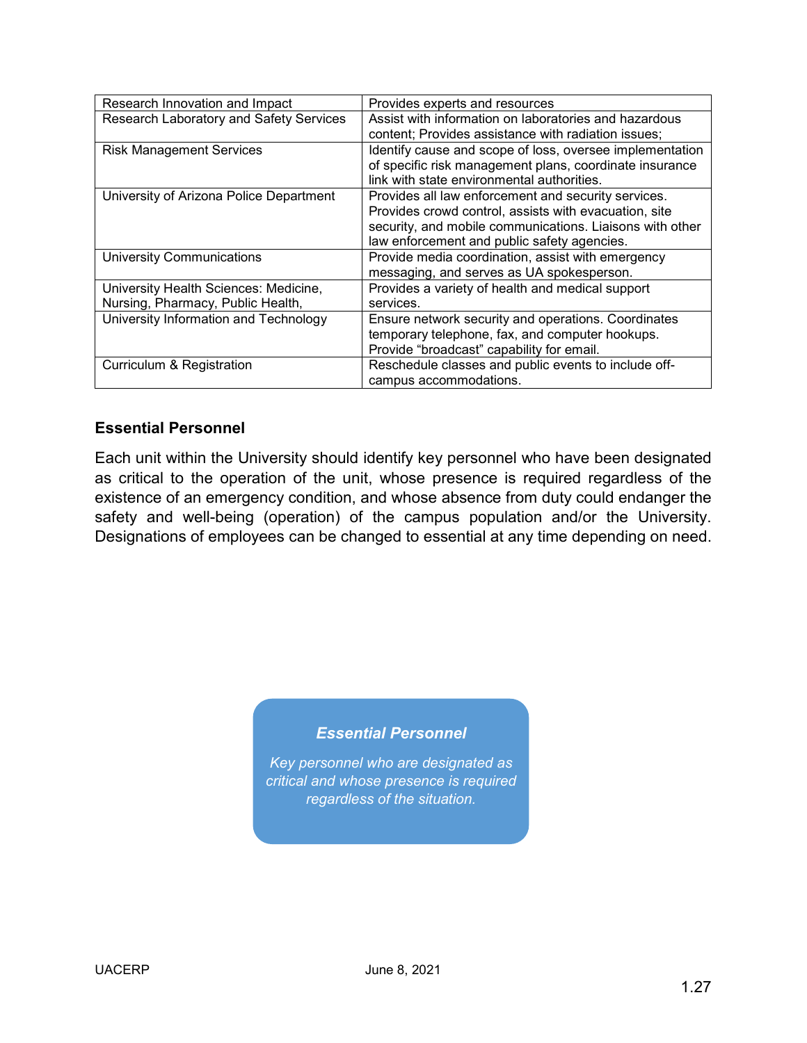| Research Innovation and Impact | Provides experts and resources |
|---|---|
| Research Laboratory and Safety Services | Assist with information on laboratories and hazardous content; Provides assistance with radiation issues; |
| Risk Management Services | Identify cause and scope of loss, oversee implementation of specific risk management plans, coordinate insurance link with state environmental authorities. |
| University of Arizona Police Department | Provides all law enforcement and security services. Provides crowd control, assists with evacuation, site security, and mobile communications. Liaisons with other law enforcement and public safety agencies. |
| University Communications | Provide media coordination, assist with emergency messaging, and serves as UA spokesperson. |
| University Health Sciences: Medicine, Nursing, Pharmacy, Public Health, | Provides a variety of health and medical support services. |
| University Information and Technology | Ensure network security and operations. Coordinates temporary telephone, fax, and computer hookups. Provide "broadcast" capability for email. |
| Curriculum & Registration | Reschedule classes and public events to include off-campus accommodations. |

### Essential Personnel

Each unit within the University should identify key personnel who have been designated as critical to the operation of the unit, whose presence is required regardless of the existence of an emergency condition, and whose absence from duty could endanger the safety and well-being (operation) of the campus population and/or the University. Designations of employees can be changed to essential at any time depending on need.

> ***Essential Personnel***
>
> *Key personnel who are designated as critical and whose presence is required regardless of the situation.*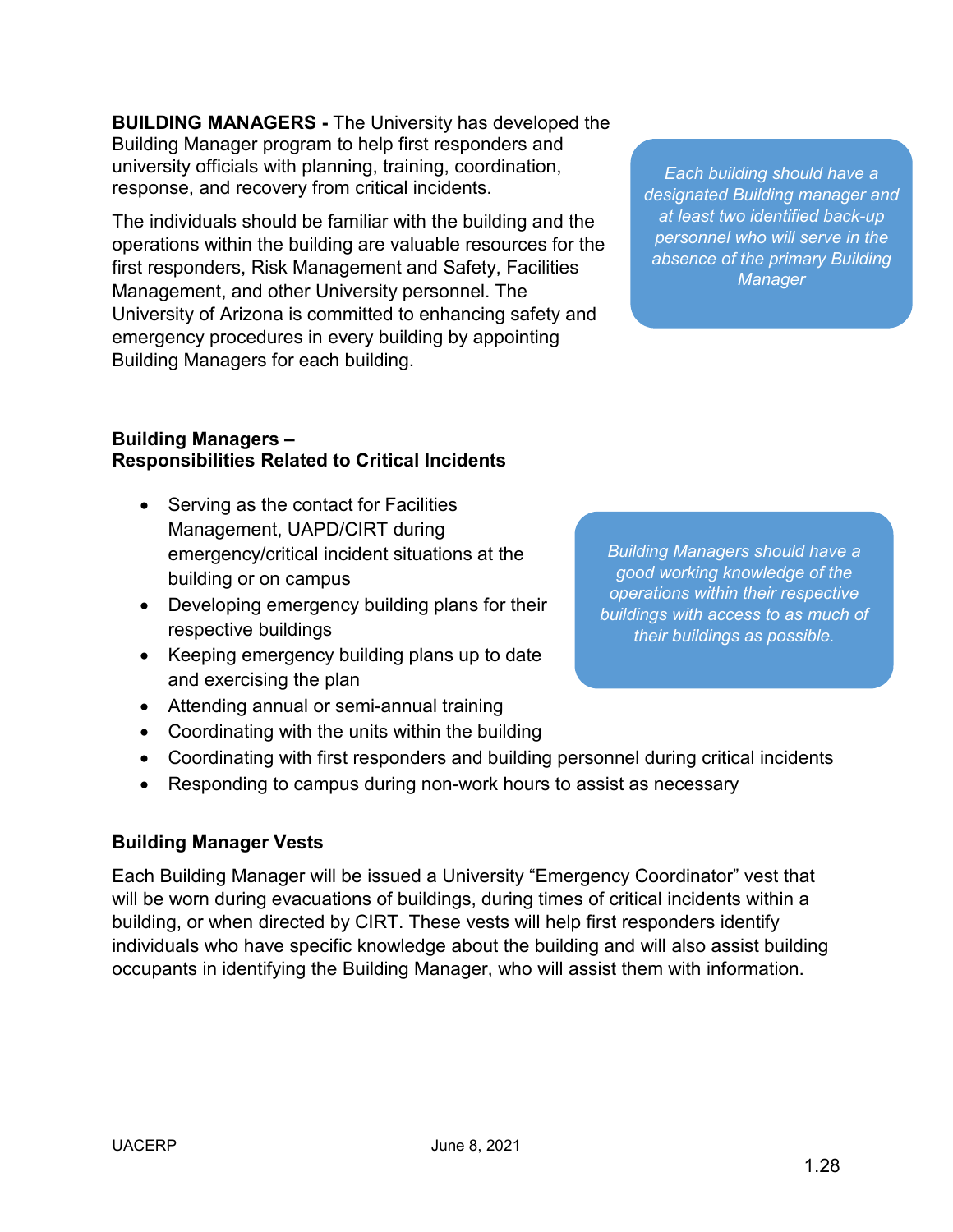**BUILDING MANAGERS -** The University has developed the Building Manager program to help first responders and university officials with planning, training, coordination, response, and recovery from critical incidents.

The individuals should be familiar with the building and the operations within the building are valuable resources for the first responders, Risk Management and Safety, Facilities Management, and other University personnel. The University of Arizona is committed to enhancing safety and emergency procedures in every building by appointing Building Managers for each building.

*Each building should have a designated Building manager and at least two identified back-up personnel who will serve in the absence of the primary Building Manager*

**Building Managers – Responsibilities Related to Critical Incidents**

- Serving as the contact for Facilities Management, UAPD/CIRT during emergency/critical incident situations at the building or on campus
- Developing emergency building plans for their respective buildings
- Keeping emergency building plans up to date and exercising the plan
- Attending annual or semi-annual training
- Coordinating with the units within the building
- Coordinating with first responders and building personnel during critical incidents
- Responding to campus during non-work hours to assist as necessary

*Building Managers should have a good working knowledge of the operations within their respective buildings with access to as much of their buildings as possible.*

**Building Manager Vests**

Each Building Manager will be issued a University "Emergency Coordinator" vest that will be worn during evacuations of buildings, during times of critical incidents within a building, or when directed by CIRT. These vests will help first responders identify individuals who have specific knowledge about the building and will also assist building occupants in identifying the Building Manager, who will assist them with information.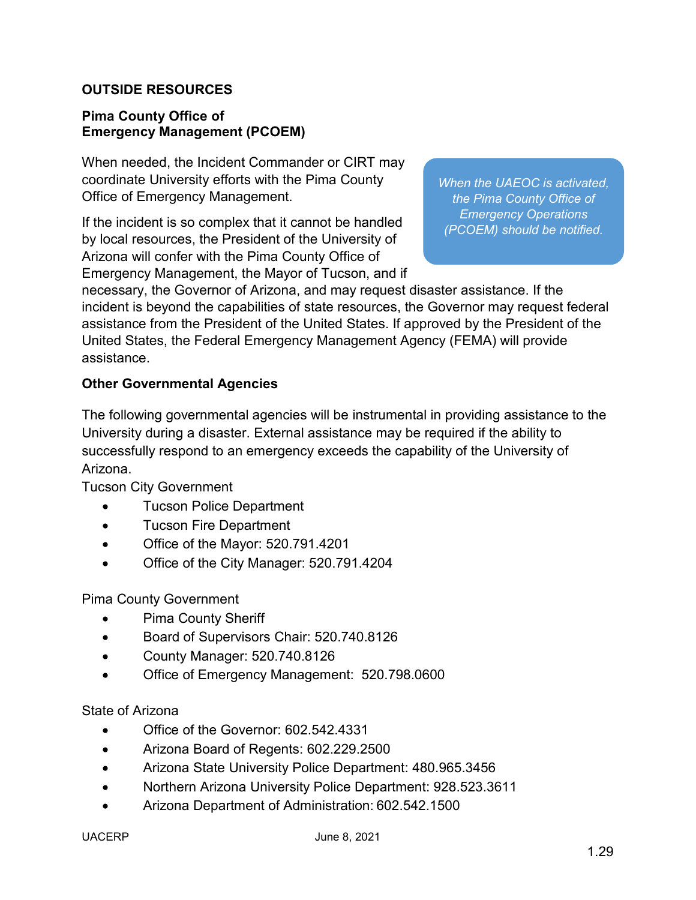## OUTSIDE RESOURCES

### Pima County Office of Emergency Management (PCOEM)

When needed, the Incident Commander or CIRT may coordinate University efforts with the Pima County Office of Emergency Management.

*When the UAEOC is activated, the Pima County Office of Emergency Operations (PCOEM) should be notified.*

If the incident is so complex that it cannot be handled by local resources, the President of the University of Arizona will confer with the Pima County Office of Emergency Management, the Mayor of Tucson, and if necessary, the Governor of Arizona, and may request disaster assistance. If the incident is beyond the capabilities of state resources, the Governor may request federal assistance from the President of the United States. If approved by the President of the United States, the Federal Emergency Management Agency (FEMA) will provide assistance.

### Other Governmental Agencies

The following governmental agencies will be instrumental in providing assistance to the University during a disaster. External assistance may be required if the ability to successfully respond to an emergency exceeds the capability of the University of Arizona.

Tucson City Government

- Tucson Police Department
- Tucson Fire Department
- Office of the Mayor: 520.791.4201
- Office of the City Manager: 520.791.4204

Pima County Government

- Pima County Sheriff
- Board of Supervisors Chair: 520.740.8126
- County Manager: 520.740.8126
- Office of Emergency Management: 520.798.0600

State of Arizona

- Office of the Governor: 602.542.4331
- Arizona Board of Regents: 602.229.2500
- Arizona State University Police Department: 480.965.3456
- Northern Arizona University Police Department: 928.523.3611
- Arizona Department of Administration: 602.542.1500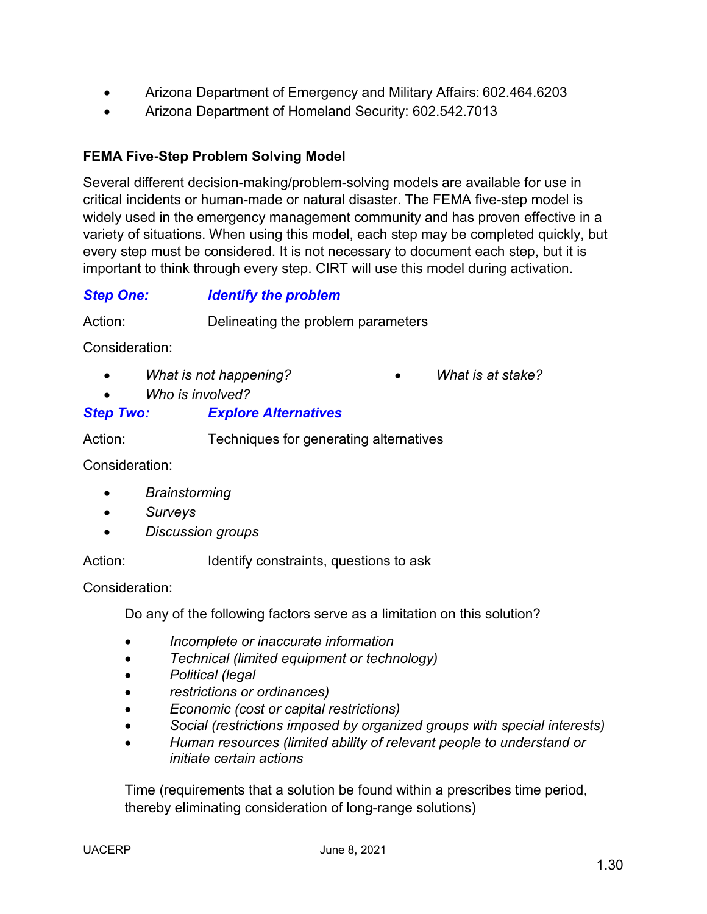- Arizona Department of Emergency and Military Affairs: 602.464.6203
- Arizona Department of Homeland Security: 602.542.7013

**FEMA Five-Step Problem Solving Model**

Several different decision-making/problem-solving models are available for use in critical incidents or human-made or natural disaster. The FEMA five-step model is widely used in the emergency management community and has proven effective in a variety of situations. When using this model, each step may be completed quickly, but every step must be considered. It is not necessary to document each step, but it is important to think through every step. CIRT will use this model during activation.

***Step One: Identify the problem***

Action: Delineating the problem parameters

Consideration:

- *What is not happening?*
- *What is at stake?*
- *Who is involved?*

***Step Two: Explore Alternatives***

Action: Techniques for generating alternatives

Consideration:

- *Brainstorming*
- *Surveys*
- *Discussion groups*

Action: Identify constraints, questions to ask

Consideration:

Do any of the following factors serve as a limitation on this solution?

- *Incomplete or inaccurate information*
- *Technical (limited equipment or technology)*
- *Political (legal*
- *restrictions or ordinances)*
- *Economic (cost or capital restrictions)*
- *Social (restrictions imposed by organized groups with special interests)*
- *Human resources (limited ability of relevant people to understand or initiate certain actions*

Time (requirements that a solution be found within a prescribes time period, thereby eliminating consideration of long-range solutions)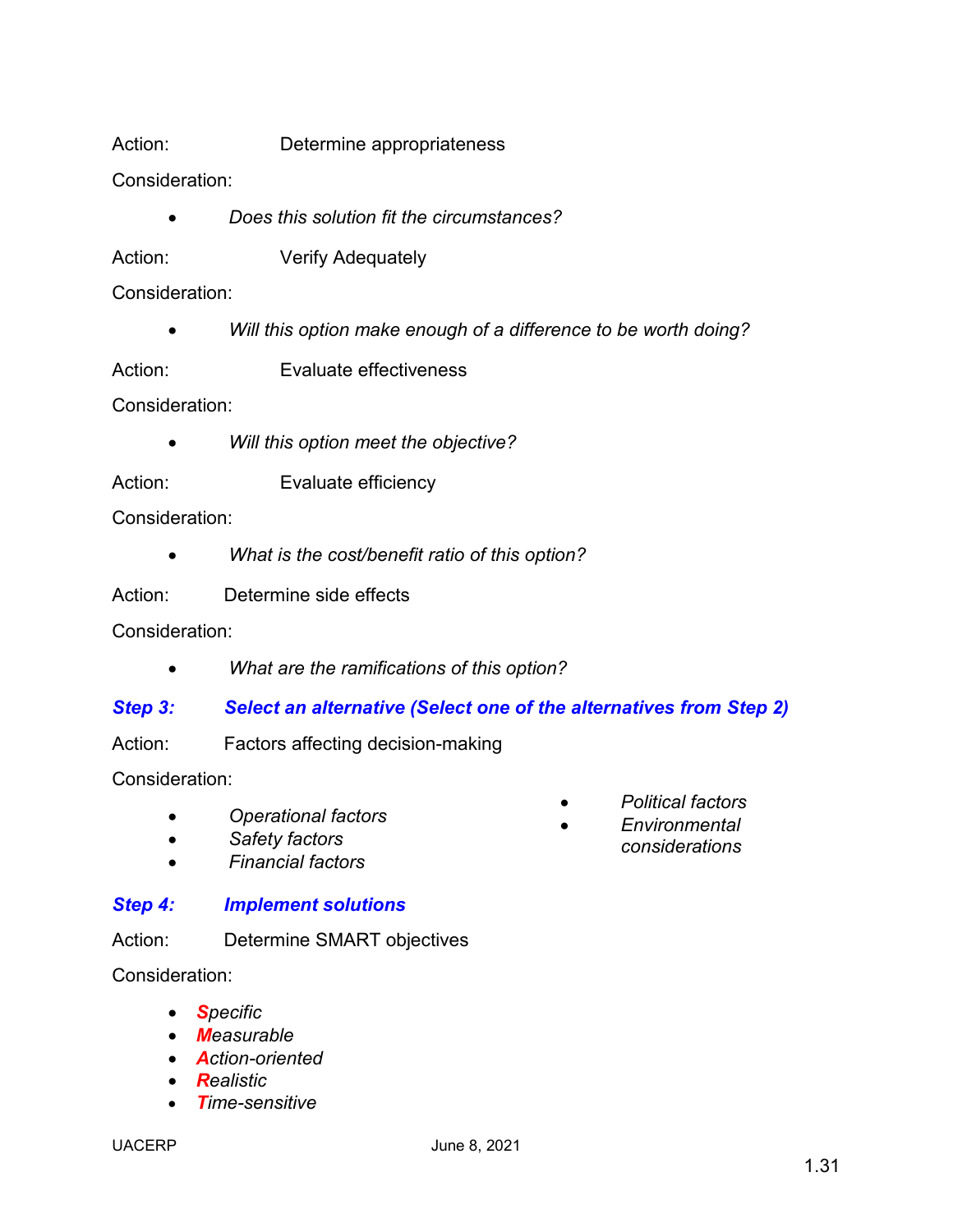Action: Determine appropriateness

Consideration:

- *Does this solution fit the circumstances?*

Action: Verify Adequately

Consideration:

- *Will this option make enough of a difference to be worth doing?*

Action: Evaluate effectiveness

Consideration:

- *Will this option meet the objective?*

Action: Evaluate efficiency

Consideration:

- *What is the cost/benefit ratio of this option?*

Action: Determine side effects

Consideration:

- *What are the ramifications of this option?*

### ***Step 3: Select an alternative (Select one of the alternatives from Step 2)***

Action: Factors affecting decision-making

Consideration:

- *Operational factors*
- *Safety factors*
- *Financial factors*
- *Political factors*
- *Environmental considerations*

### ***Step 4: Implement solutions***

Action: Determine SMART objectives

Consideration:

- ***S****pecific*
- ***M****easurable*
- ***A****ction-oriented*
- ***R****ealistic*
- ***T****ime-sensitive*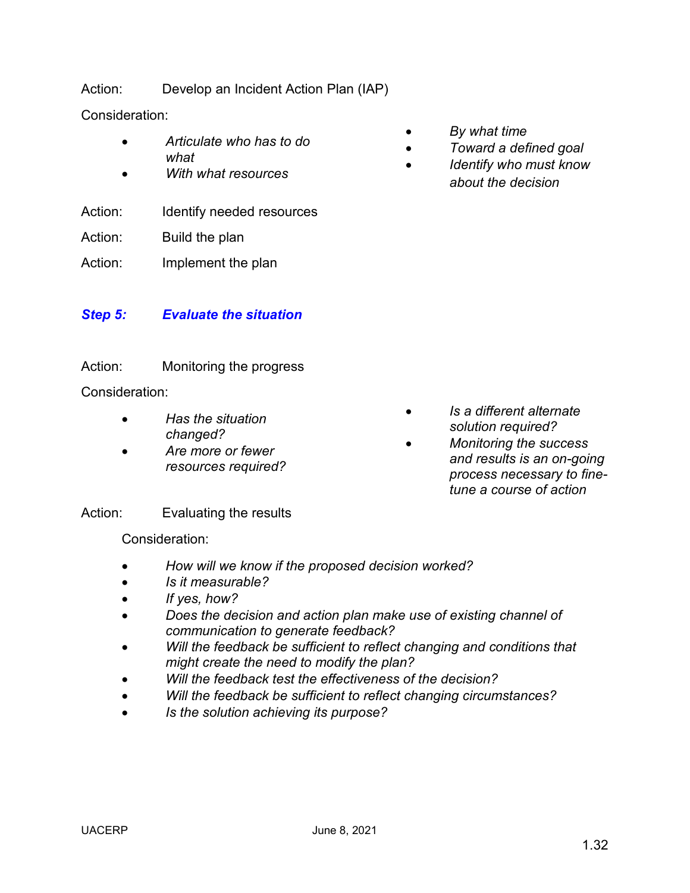Action: Develop an Incident Action Plan (IAP)

Consideration:

- *Articulate who has to do what*
- *With what resources*
- *By what time*
- *Toward a defined goal*
- *Identify who must know about the decision*

Action: Identify needed resources

Action: Build the plan

Action: Implement the plan

### *Step 5: Evaluate the situation*

Action: Monitoring the progress

Consideration:

- *Has the situation changed?*
- *Are more or fewer resources required?*
- *Is a different alternate solution required?*
- *Monitoring the success and results is an on-going process necessary to fine-tune a course of action*

Action: Evaluating the results

Consideration:

- *How will we know if the proposed decision worked?*
- *Is it measurable?*
- *If yes, how?*
- *Does the decision and action plan make use of existing channel of communication to generate feedback?*
- *Will the feedback be sufficient to reflect changing and conditions that might create the need to modify the plan?*
- *Will the feedback test the effectiveness of the decision?*
- *Will the feedback be sufficient to reflect changing circumstances?*
- *Is the solution achieving its purpose?*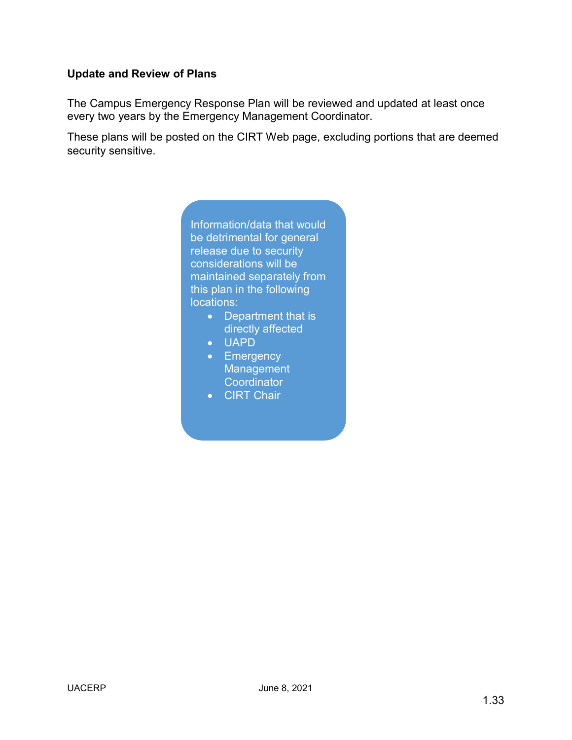**Update and Review of Plans**

The Campus Emergency Response Plan will be reviewed and updated at least once every two years by the Emergency Management Coordinator.

These plans will be posted on the CIRT Web page, excluding portions that are deemed security sensitive.

Information/data that would be detrimental for general release due to security considerations will be maintained separately from this plan in the following locations:

- Department that is directly affected
- UAPD
- Emergency Management Coordinator
- CIRT Chair